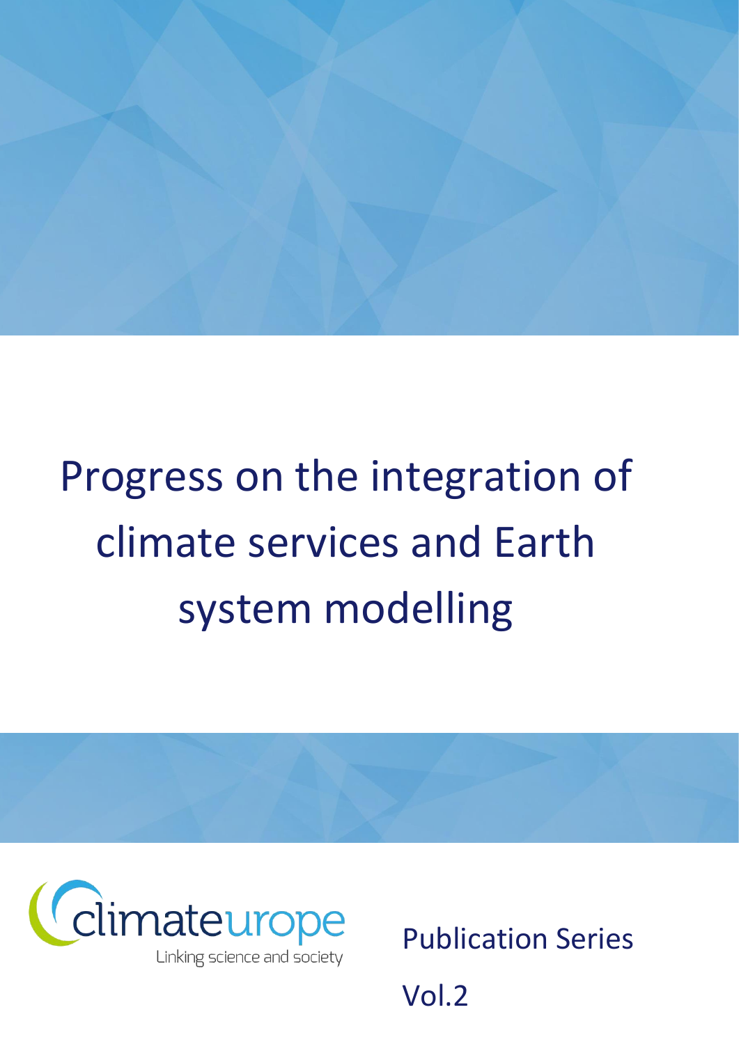# Progress on the integration of climate services and Earth system modelling

climateurope

Linking science and society

Publication Series

Vol.2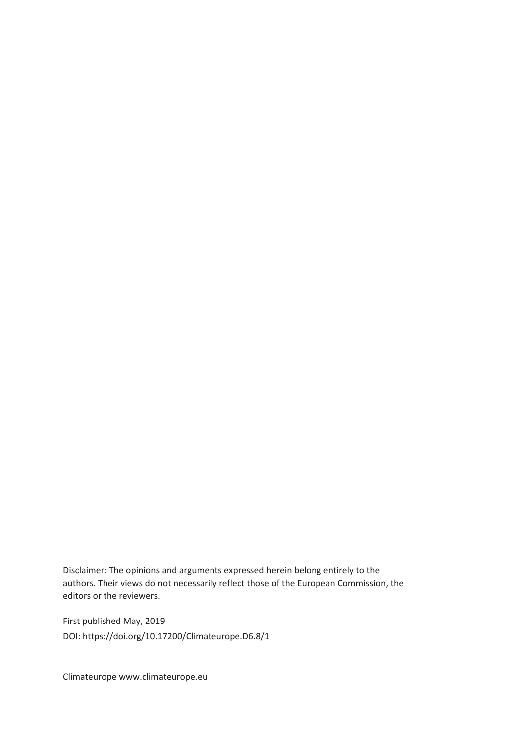Disclaimer: The opinions and arguments expressed herein belong entirely to the authors. Their views do not necessarily reflect those of the European Commission, the editors or the reviewers.

First published May, 2019

DOI: https://doi.org/10.17200/Climateurope.D6.8/1

Climateurope www.climateurope.eu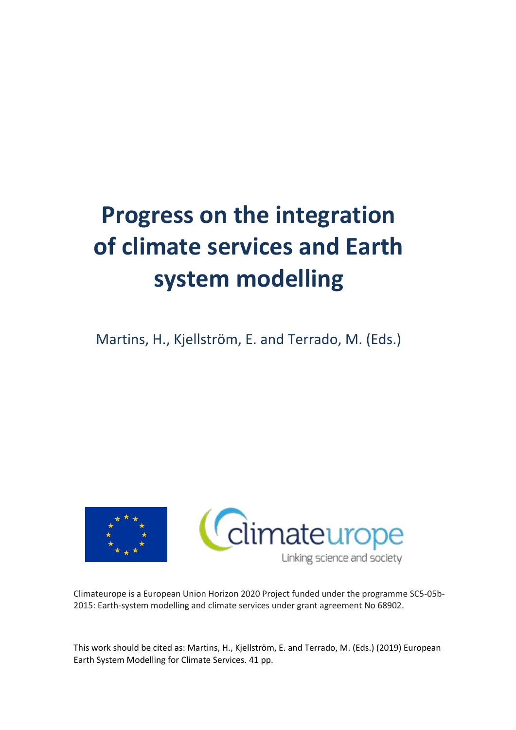# Progress on the integration of climate services and Earth system modelling

Martins, H., Kjellström, E. and Terrado, M. (Eds.)

Climateurope is a European Union Horizon 2020 Project funded under the programme SC5-05b-2015: Earth-system modelling and climate services under grant agreement No 68902.

This work should be cited as: Martins, H., Kjellström, E. and Terrado, M. (Eds.) (2019) European Earth System Modelling for Climate Services. 41 pp.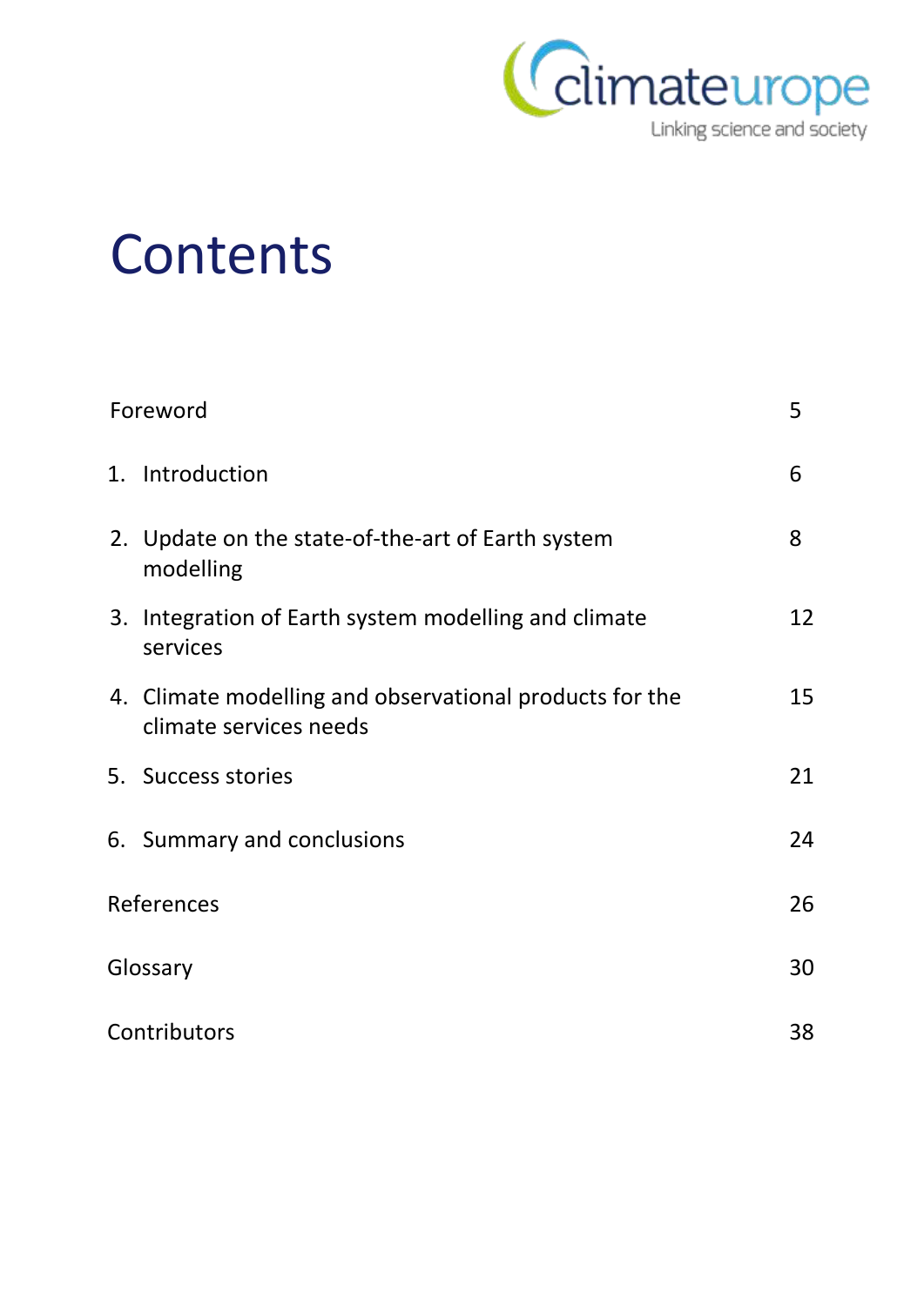# Contents

| | |
|---|---|
| Foreword | 5 |
| 1. Introduction | 6 |
| 2. Update on the state-of-the-art of Earth system modelling | 8 |
| 3. Integration of Earth system modelling and climate services | 12 |
| 4. Climate modelling and observational products for the climate services needs | 15 |
| 5. Success stories | 21 |
| 6. Summary and conclusions | 24 |
| References | 26 |
| Glossary | 30 |
| Contributors | 38 |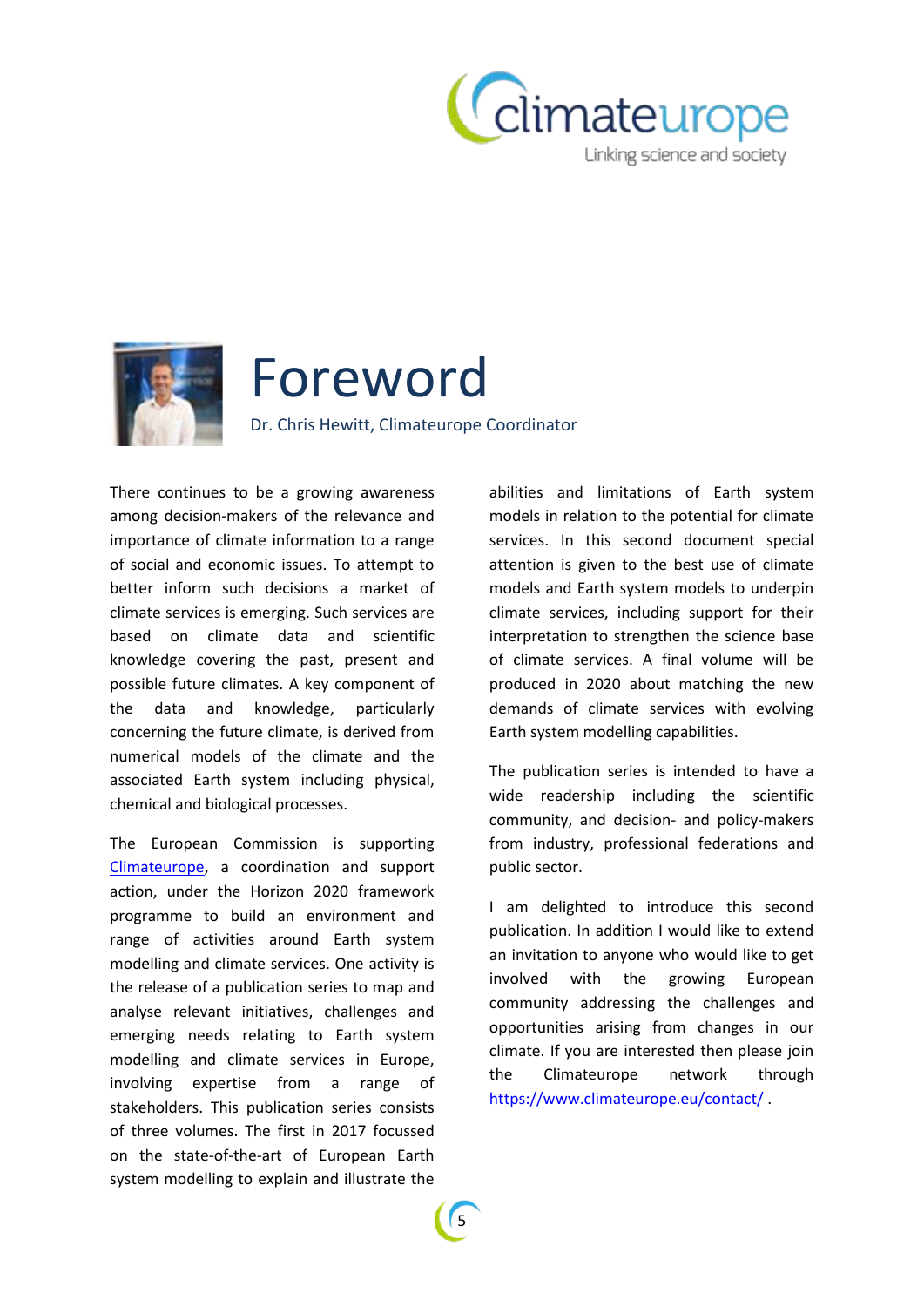# Foreword

Dr. Chris Hewitt, Climateurope Coordinator

There continues to be a growing awareness among decision-makers of the relevance and importance of climate information to a range of social and economic issues. To attempt to better inform such decisions a market of climate services is emerging. Such services are based on climate data and scientific knowledge covering the past, present and possible future climates. A key component of the data and knowledge, particularly concerning the future climate, is derived from numerical models of the climate and the associated Earth system including physical, chemical and biological processes.

The European Commission is supporting [Climateurope](https://www.climateurope.eu), a coordination and support action, under the Horizon 2020 framework programme to build an environment and range of activities around Earth system modelling and climate services. One activity is the release of a publication series to map and analyse relevant initiatives, challenges and emerging needs relating to Earth system modelling and climate services in Europe, involving expertise from a range of stakeholders. This publication series consists of three volumes. The first in 2017 focussed on the state-of-the-art of European Earth system modelling to explain and illustrate the abilities and limitations of Earth system models in relation to the potential for climate services. In this second document special attention is given to the best use of climate models and Earth system models to underpin climate services, including support for their interpretation to strengthen the science base of climate services. A final volume will be produced in 2020 about matching the new demands of climate services with evolving Earth system modelling capabilities.

The publication series is intended to have a wide readership including the scientific community, and decision- and policy-makers from industry, professional federations and public sector.

I am delighted to introduce this second publication. In addition I would like to extend an invitation to anyone who would like to get involved with the growing European community addressing the challenges and opportunities arising from changes in our climate. If you are interested then please join the Climateurope network through [https://www.climateurope.eu/contact/](https://www.climateurope.eu/contact/) .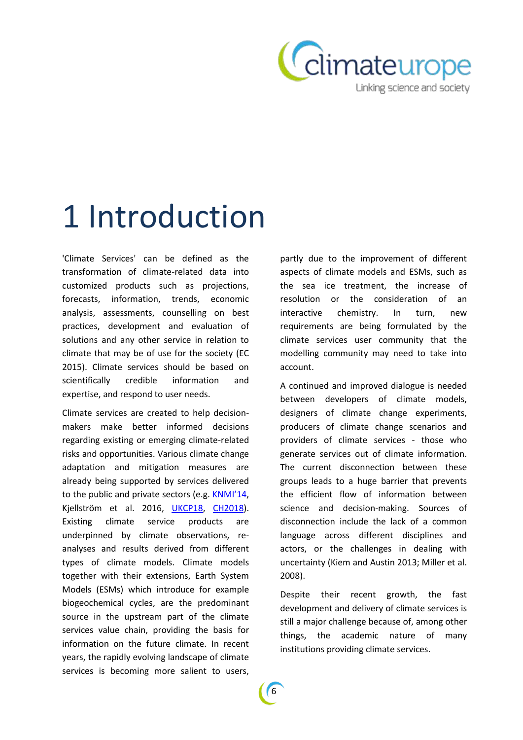# 1 Introduction

'Climate Services' can be defined as the transformation of climate-related data into customized products such as projections, forecasts, information, trends, economic analysis, assessments, counselling on best practices, development and evaluation of solutions and any other service in relation to climate that may be of use for the society (EC 2015). Climate services should be based on scientifically credible information and expertise, and respond to user needs.

Climate services are created to help decision-makers make better informed decisions regarding existing or emerging climate-related risks and opportunities. Various climate change adaptation and mitigation measures are already being supported by services delivered to the public and private sectors (e.g. KNMI'14, Kjellström et al. 2016, UKCP18, CH2018). Existing climate service products are underpinned by climate observations, re-analyses and results derived from different types of climate models. Climate models together with their extensions, Earth System Models (ESMs) which introduce for example biogeochemical cycles, are the predominant source in the upstream part of the climate services value chain, providing the basis for information on the future climate. In recent years, the rapidly evolving landscape of climate services is becoming more salient to users, partly due to the improvement of different aspects of climate models and ESMs, such as the sea ice treatment, the increase of resolution or the consideration of an interactive chemistry. In turn, new requirements are being formulated by the climate services user community that the modelling community may need to take into account.

A continued and improved dialogue is needed between developers of climate models, designers of climate change experiments, producers of climate change scenarios and providers of climate services - those who generate services out of climate information. The current disconnection between these groups leads to a huge barrier that prevents the efficient flow of information between science and decision-making. Sources of disconnection include the lack of a common language across different disciplines and actors, or the challenges in dealing with uncertainty (Kiem and Austin 2013; Miller et al. 2008).

Despite their recent growth, the fast development and delivery of climate services is still a major challenge because of, among other things, the academic nature of many institutions providing climate services.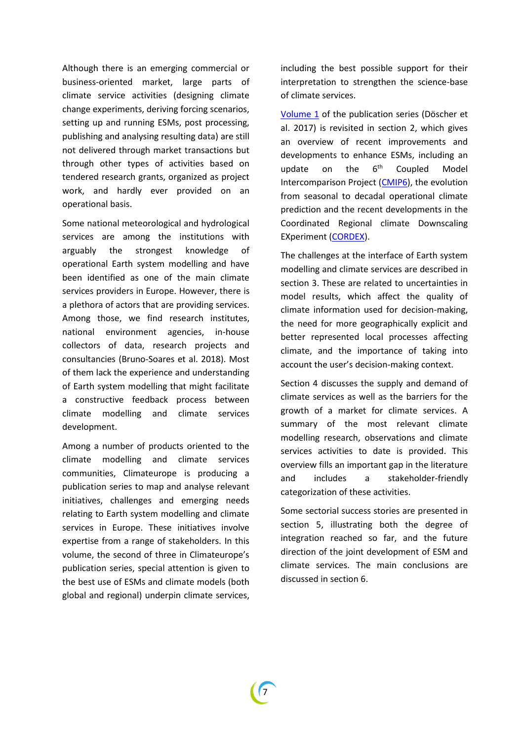Although there is an emerging commercial or business-oriented market, large parts of climate service activities (designing climate change experiments, deriving forcing scenarios, setting up and running ESMs, post processing, publishing and analysing resulting data) are still not delivered through market transactions but through other types of activities based on tendered research grants, organized as project work, and hardly ever provided on an operational basis.

Some national meteorological and hydrological services are among the institutions with arguably the strongest knowledge of operational Earth system modelling and have been identified as one of the main climate services providers in Europe. However, there is a plethora of actors that are providing services. Among those, we find research institutes, national environment agencies, in-house collectors of data, research projects and consultancies (Bruno-Soares et al. 2018). Most of them lack the experience and understanding of Earth system modelling that might facilitate a constructive feedback process between climate modelling and climate services development.

Among a number of products oriented to the climate modelling and climate services communities, Climateurope is producing a publication series to map and analyse relevant initiatives, challenges and emerging needs relating to Earth system modelling and climate services in Europe. These initiatives involve expertise from a range of stakeholders. In this volume, the second of three in Climateurope's publication series, special attention is given to the best use of ESMs and climate models (both global and regional) underpin climate services, including the best possible support for their interpretation to strengthen the science-base of climate services.

Volume 1 of the publication series (Döscher et al. 2017) is revisited in section 2, which gives an overview of recent improvements and developments to enhance ESMs, including an update on the 6th Coupled Model Intercomparison Project (CMIP6), the evolution from seasonal to decadal operational climate prediction and the recent developments in the Coordinated Regional climate Downscaling EXperiment (CORDEX).

The challenges at the interface of Earth system modelling and climate services are described in section 3. These are related to uncertainties in model results, which affect the quality of climate information used for decision-making, the need for more geographically explicit and better represented local processes affecting climate, and the importance of taking into account the user's decision-making context.

Section 4 discusses the supply and demand of climate services as well as the barriers for the growth of a market for climate services. A summary of the most relevant climate modelling research, observations and climate services activities to date is provided. This overview fills an important gap in the literature and includes a stakeholder-friendly categorization of these activities.

Some sectorial success stories are presented in section 5, illustrating both the degree of integration reached so far, and the future direction of the joint development of ESM and climate services. The main conclusions are discussed in section 6.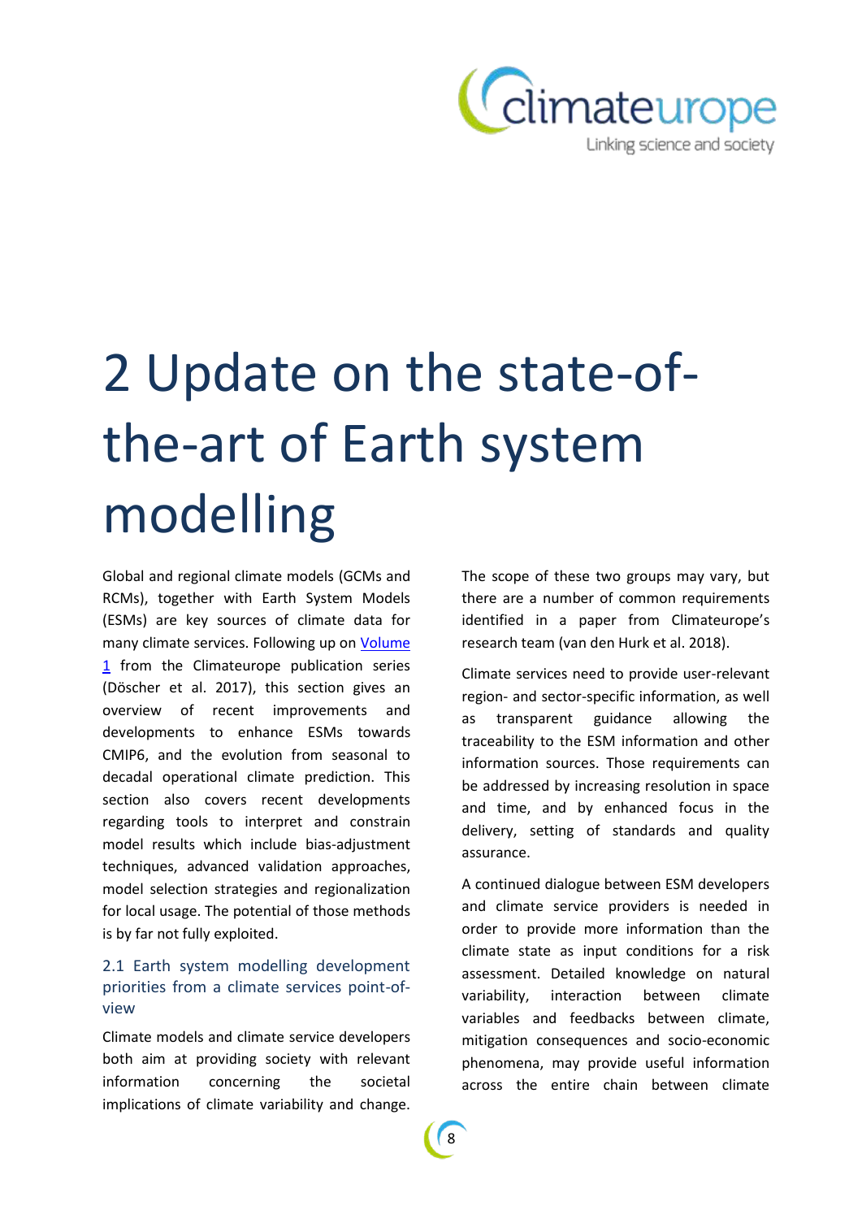# 2 Update on the state-of-the-art of Earth system modelling

Global and regional climate models (GCMs and RCMs), together with Earth System Models (ESMs) are key sources of climate data for many climate services. Following up on Volume 1 from the Climateurope publication series (Döscher et al. 2017), this section gives an overview of recent improvements and developments to enhance ESMs towards CMIP6, and the evolution from seasonal to decadal operational climate prediction. This section also covers recent developments regarding tools to interpret and constrain model results which include bias-adjustment techniques, advanced validation approaches, model selection strategies and regionalization for local usage. The potential of those methods is by far not fully exploited.

## 2.1 Earth system modelling development priorities from a climate services point-of-view

Climate models and climate service developers both aim at providing society with relevant information concerning the societal implications of climate variability and change. The scope of these two groups may vary, but there are a number of common requirements identified in a paper from Climateurope's research team (van den Hurk et al. 2018).

Climate services need to provide user-relevant region- and sector-specific information, as well as transparent guidance allowing the traceability to the ESM information and other information sources. Those requirements can be addressed by increasing resolution in space and time, and by enhanced focus in the delivery, setting of standards and quality assurance.

A continued dialogue between ESM developers and climate service providers is needed in order to provide more information than the climate state as input conditions for a risk assessment. Detailed knowledge on natural variability, interaction between climate variables and feedbacks between climate, mitigation consequences and socio-economic phenomena, may provide useful information across the entire chain between climate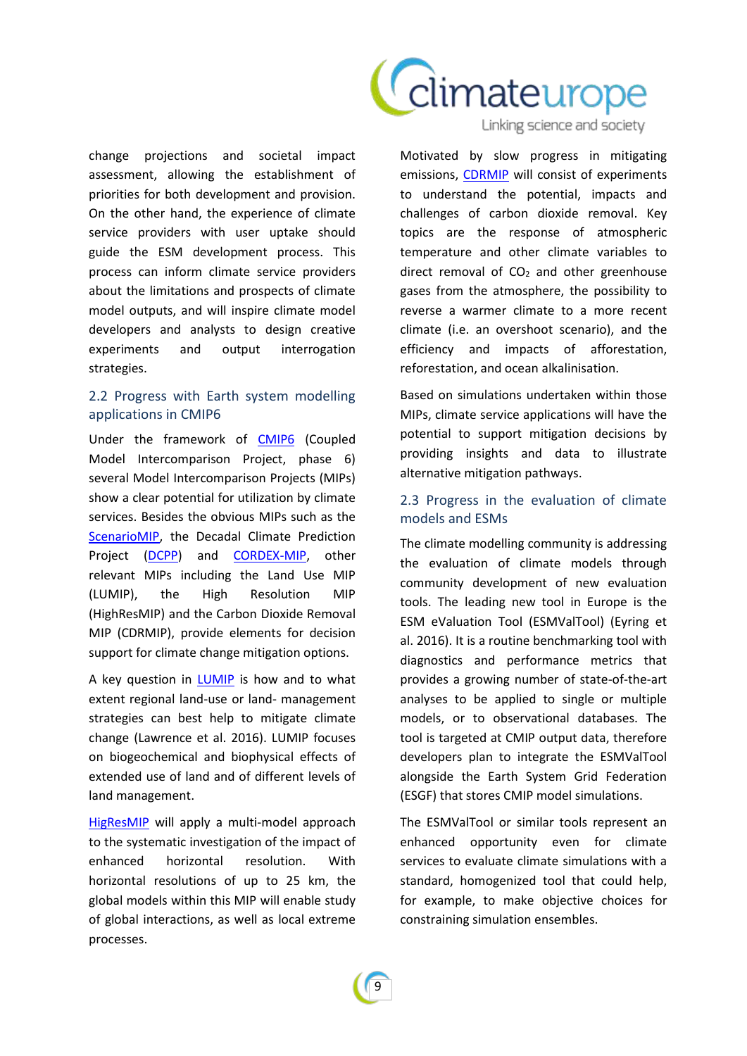change projections and societal impact assessment, allowing the establishment of priorities for both development and provision. On the other hand, the experience of climate service providers with user uptake should guide the ESM development process. This process can inform climate service providers about the limitations and prospects of climate model outputs, and will inspire climate model developers and analysts to design creative experiments and output interrogation strategies.

## 2.2 Progress with Earth system modelling applications in CMIP6

Under the framework of CMIP6 (Coupled Model Intercomparison Project, phase 6) several Model Intercomparison Projects (MIPs) show a clear potential for utilization by climate services. Besides the obvious MIPs such as the ScenarioMIP, the Decadal Climate Prediction Project (DCPP) and CORDEX-MIP, other relevant MIPs including the Land Use MIP (LUMIP), the High Resolution MIP (HighResMIP) and the Carbon Dioxide Removal MIP (CDRMIP), provide elements for decision support for climate change mitigation options.

A key question in LUMIP is how and to what extent regional land-use or land- management strategies can best help to mitigate climate change (Lawrence et al. 2016). LUMIP focuses on biogeochemical and biophysical effects of extended use of land and of different levels of land management.

HigResMIP will apply a multi-model approach to the systematic investigation of the impact of enhanced horizontal resolution. With horizontal resolutions of up to 25 km, the global models within this MIP will enable study of global interactions, as well as local extreme processes.

Motivated by slow progress in mitigating emissions, CDRMIP will consist of experiments to understand the potential, impacts and challenges of carbon dioxide removal. Key topics are the response of atmospheric temperature and other climate variables to direct removal of $CO_2$ and other greenhouse gases from the atmosphere, the possibility to reverse a warmer climate to a more recent climate (i.e. an overshoot scenario), and the efficiency and impacts of afforestation, reforestation, and ocean alkalinisation.

Based on simulations undertaken within those MIPs, climate service applications will have the potential to support mitigation decisions by providing insights and data to illustrate alternative mitigation pathways.

## 2.3 Progress in the evaluation of climate models and ESMs

The climate modelling community is addressing the evaluation of climate models through community development of new evaluation tools. The leading new tool in Europe is the ESM eValuation Tool (ESMValTool) (Eyring et al. 2016). It is a routine benchmarking tool with diagnostics and performance metrics that provides a growing number of state-of-the-art analyses to be applied to single or multiple models, or to observational databases. The tool is targeted at CMIP output data, therefore developers plan to integrate the ESMValTool alongside the Earth System Grid Federation (ESGF) that stores CMIP model simulations.

The ESMValTool or similar tools represent an enhanced opportunity even for climate services to evaluate climate simulations with a standard, homogenized tool that could help, for example, to make objective choices for constraining simulation ensembles.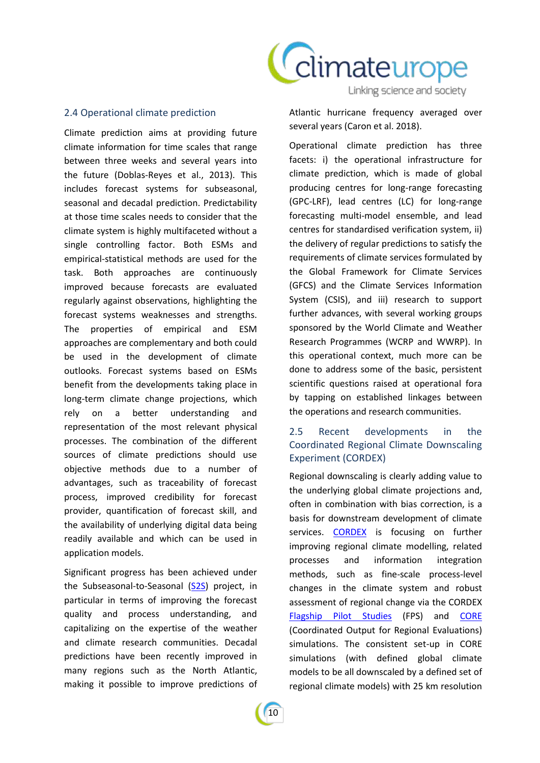## 2.4 Operational climate prediction

Climate prediction aims at providing future climate information for time scales that range between three weeks and several years into the future (Doblas-Reyes et al., 2013). This includes forecast systems for subseasonal, seasonal and decadal prediction. Predictability at those time scales needs to consider that the climate system is highly multifaceted without a single controlling factor. Both ESMs and empirical-statistical methods are used for the task. Both approaches are continuously improved because forecasts are evaluated regularly against observations, highlighting the forecast systems weaknesses and strengths. The properties of empirical and ESM approaches are complementary and both could be used in the development of climate outlooks. Forecast systems based on ESMs benefit from the developments taking place in long-term climate change projections, which rely on a better understanding and representation of the most relevant physical processes. The combination of the different sources of climate predictions should use objective methods due to a number of advantages, such as traceability of forecast process, improved credibility for forecast provider, quantification of forecast skill, and the availability of underlying digital data being readily available and which can be used in application models.

Significant progress has been achieved under the Subseasonal-to-Seasonal (S2S) project, in particular in terms of improving the forecast quality and process understanding, and capitalizing on the expertise of the weather and climate research communities. Decadal predictions have been recently improved in many regions such as the North Atlantic, making it possible to improve predictions of Atlantic hurricane frequency averaged over several years (Caron et al. 2018).

Operational climate prediction has three facets: i) the operational infrastructure for climate prediction, which is made of global producing centres for long-range forecasting (GPC-LRF), lead centres (LC) for long-range forecasting multi-model ensemble, and lead centres for standardised verification system, ii) the delivery of regular predictions to satisfy the requirements of climate services formulated by the Global Framework for Climate Services (GFCS) and the Climate Services Information System (CSIS), and iii) research to support further advances, with several working groups sponsored by the World Climate and Weather Research Programmes (WCRP and WWRP). In this operational context, much more can be done to address some of the basic, persistent scientific questions raised at operational fora by tapping on established linkages between the operations and research communities.

## 2.5 Recent developments in the Coordinated Regional Climate Downscaling Experiment (CORDEX)

Regional downscaling is clearly adding value to the underlying global climate projections and, often in combination with bias correction, is a basis for downstream development of climate services. CORDEX is focusing on further improving regional climate modelling, related processes and information integration methods, such as fine-scale process-level changes in the climate system and robust assessment of regional change via the CORDEX Flagship Pilot Studies (FPS) and CORE (Coordinated Output for Regional Evaluations) simulations. The consistent set-up in CORE simulations (with defined global climate models to be all downscaled by a defined set of regional climate models) with 25 km resolution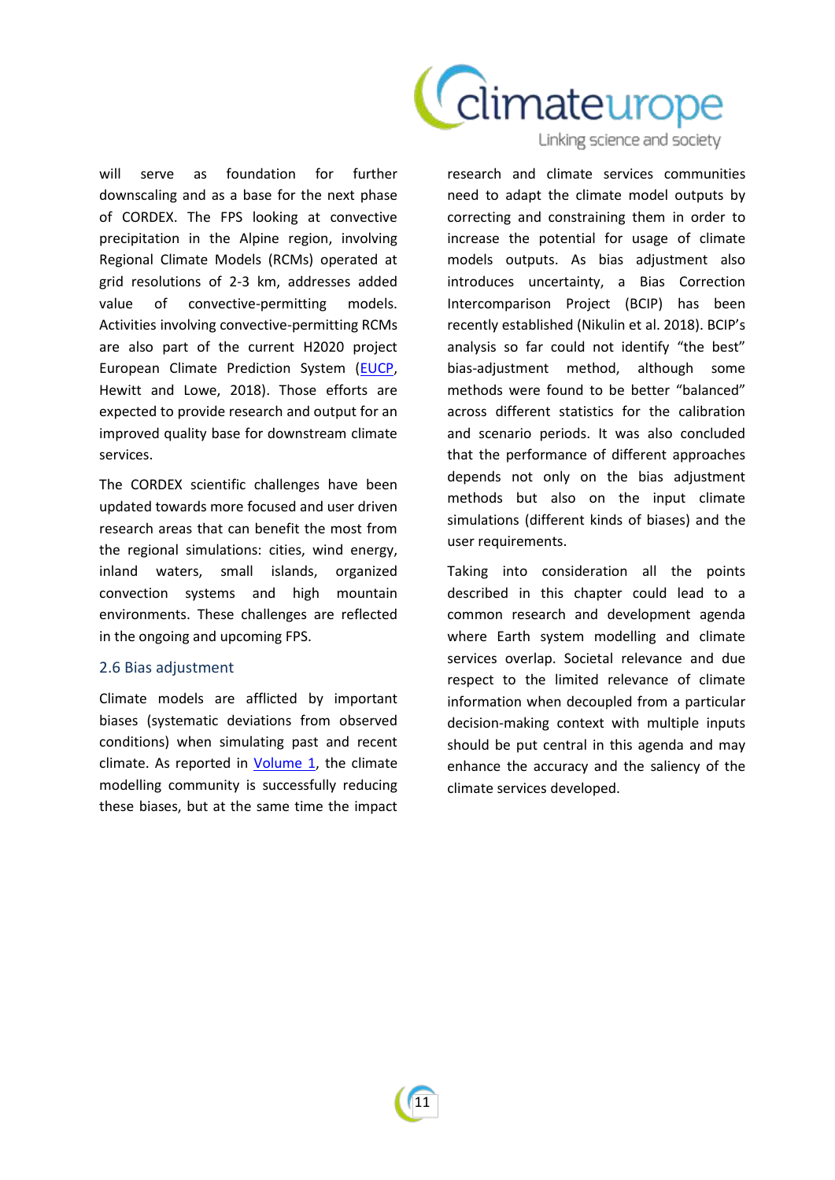will serve as foundation for further downscaling and as a base for the next phase of CORDEX. The FPS looking at convective precipitation in the Alpine region, involving Regional Climate Models (RCMs) operated at grid resolutions of 2-3 km, addresses added value of convective-permitting models. Activities involving convective-permitting RCMs are also part of the current H2020 project European Climate Prediction System (EUCP, Hewitt and Lowe, 2018). Those efforts are expected to provide research and output for an improved quality base for downstream climate services.

The CORDEX scientific challenges have been updated towards more focused and user driven research areas that can benefit the most from the regional simulations: cities, wind energy, inland waters, small islands, organized convection systems and high mountain environments. These challenges are reflected in the ongoing and upcoming FPS.

## 2.6 Bias adjustment

Climate models are afflicted by important biases (systematic deviations from observed conditions) when simulating past and recent climate. As reported in Volume 1, the climate modelling community is successfully reducing these biases, but at the same time the impact research and climate services communities need to adapt the climate model outputs by correcting and constraining them in order to increase the potential for usage of climate models outputs. As bias adjustment also introduces uncertainty, a Bias Correction Intercomparison Project (BCIP) has been recently established (Nikulin et al. 2018). BCIP's analysis so far could not identify "the best" bias-adjustment method, although some methods were found to be better "balanced" across different statistics for the calibration and scenario periods. It was also concluded that the performance of different approaches depends not only on the bias adjustment methods but also on the input climate simulations (different kinds of biases) and the user requirements.

Taking into consideration all the points described in this chapter could lead to a common research and development agenda where Earth system modelling and climate services overlap. Societal relevance and due respect to the limited relevance of climate information when decoupled from a particular decision-making context with multiple inputs should be put central in this agenda and may enhance the accuracy and the saliency of the climate services developed.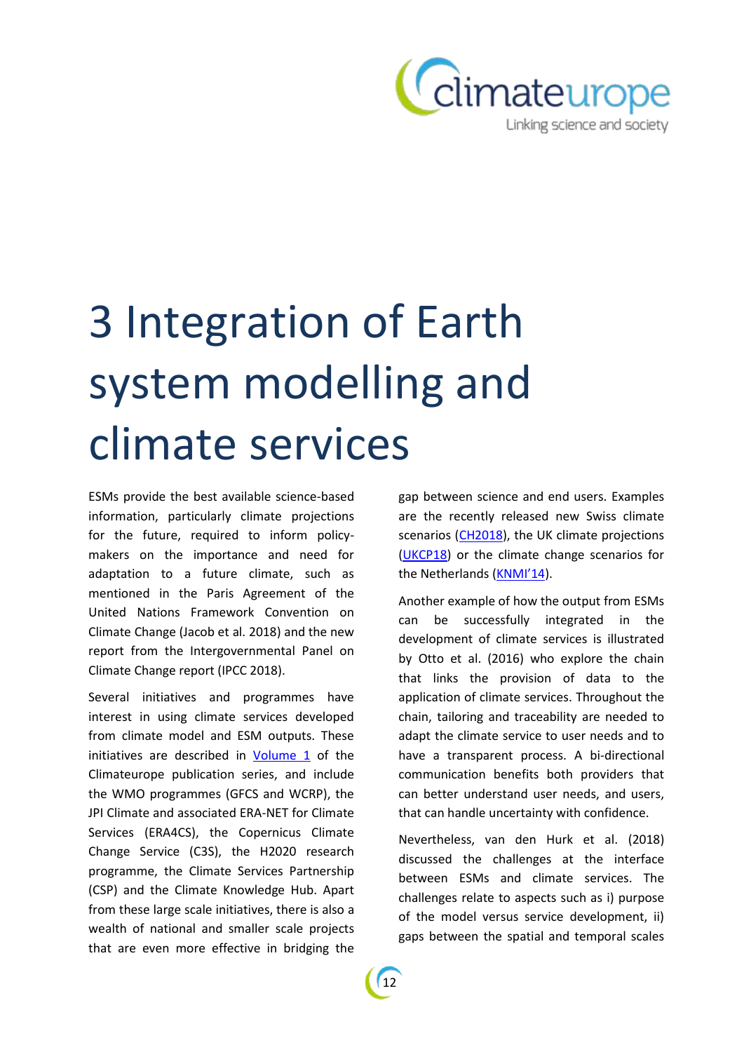# 3 Integration of Earth system modelling and climate services

ESMs provide the best available science-based information, particularly climate projections for the future, required to inform policy-makers on the importance and need for adaptation to a future climate, such as mentioned in the Paris Agreement of the United Nations Framework Convention on Climate Change (Jacob et al. 2018) and the new report from the Intergovernmental Panel on Climate Change report (IPCC 2018).

Several initiatives and programmes have interest in using climate services developed from climate model and ESM outputs. These initiatives are described in Volume 1 of the Climateurope publication series, and include the WMO programmes (GFCS and WCRP), the JPI Climate and associated ERA-NET for Climate Services (ERA4CS), the Copernicus Climate Change Service (C3S), the H2020 research programme, the Climate Services Partnership (CSP) and the Climate Knowledge Hub. Apart from these large scale initiatives, there is also a wealth of national and smaller scale projects that are even more effective in bridging the gap between science and end users. Examples are the recently released new Swiss climate scenarios (CH2018), the UK climate projections (UKCP18) or the climate change scenarios for the Netherlands (KNMI'14).

Another example of how the output from ESMs can be successfully integrated in the development of climate services is illustrated by Otto et al. (2016) who explore the chain that links the provision of data to the application of climate services. Throughout the chain, tailoring and traceability are needed to adapt the climate service to user needs and to have a transparent process. A bi-directional communication benefits both providers that can better understand user needs, and users, that can handle uncertainty with confidence.

Nevertheless, van den Hurk et al. (2018) discussed the challenges at the interface between ESMs and climate services. The challenges relate to aspects such as i) purpose of the model versus service development, ii) gaps between the spatial and temporal scales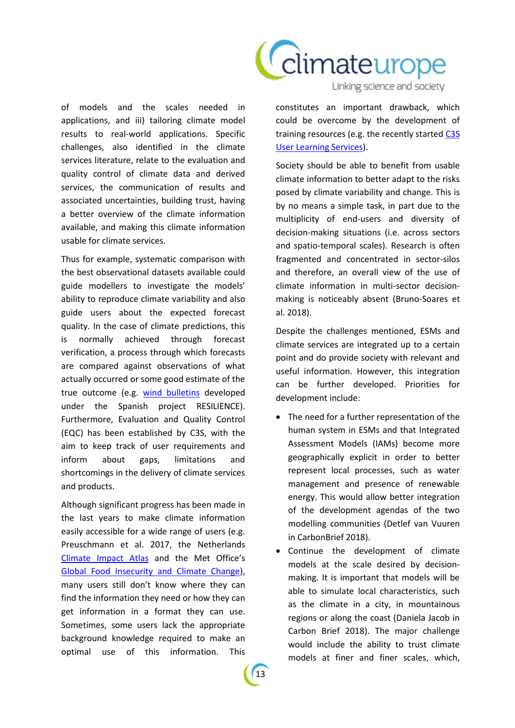of models and the scales needed in applications, and iii) tailoring climate model results to real-world applications. Specific challenges, also identified in the climate services literature, relate to the evaluation and quality control of climate data and derived services, the communication of results and associated uncertainties, building trust, having a better overview of the climate information available, and making this climate information usable for climate services.

Thus for example, systematic comparison with the best observational datasets available could guide modellers to investigate the models' ability to reproduce climate variability and also guide users about the expected forecast quality. In the case of climate predictions, this is normally achieved through forecast verification, a process through which forecasts are compared against observations of what actually occurred or some good estimate of the true outcome (e.g. wind bulletins developed under the Spanish project RESILIENCE). Furthermore, Evaluation and Quality Control (EQC) has been established by C3S, with the aim to keep track of user requirements and inform about gaps, limitations and shortcomings in the delivery of climate services and products.

Although significant progress has been made in the last years to make climate information easily accessible for a wide range of users (e.g. Preuschmann et al. 2017, the Netherlands Climate Impact Atlas and the Met Office's Global Food Insecurity and Climate Change), many users still don't know where they can find the information they need or how they can get information in a format they can use. Sometimes, some users lack the appropriate background knowledge required to make an optimal use of this information. This constitutes an important drawback, which could be overcome by the development of training resources (e.g. the recently started C3S User Learning Services).

Society should be able to benefit from usable climate information to better adapt to the risks posed by climate variability and change. This is by no means a simple task, in part due to the multiplicity of end-users and diversity of decision-making situations (i.e. across sectors and spatio-temporal scales). Research is often fragmented and concentrated in sector-silos and therefore, an overall view of the use of climate information in multi-sector decision-making is noticeably absent (Bruno-Soares et al. 2018).

Despite the challenges mentioned, ESMs and climate services are integrated up to a certain point and do provide society with relevant and useful information. However, this integration can be further developed. Priorities for development include:

- The need for a further representation of the human system in ESMs and that Integrated Assessment Models (IAMs) become more geographically explicit in order to better represent local processes, such as water management and presence of renewable energy. This would allow better integration of the development agendas of the two modelling communities (Detlef van Vuuren in CarbonBrief 2018).
- Continue the development of climate models at the scale desired by decision-making. It is important that models will be able to simulate local characteristics, such as the climate in a city, in mountainous regions or along the coast (Daniela Jacob in Carbon Brief 2018). The major challenge would include the ability to trust climate models at finer and finer scales, which,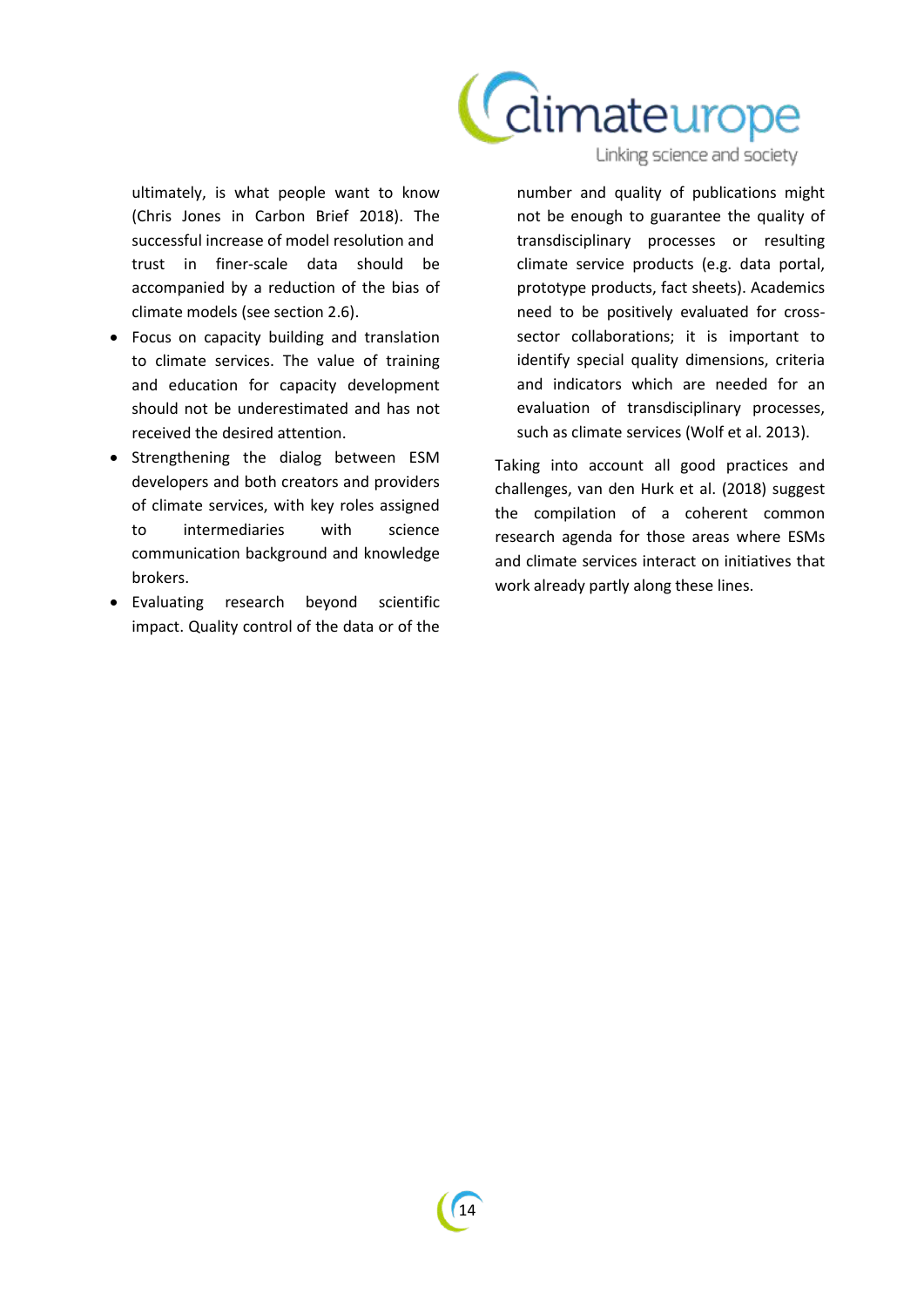ultimately, is what people want to know (Chris Jones in Carbon Brief 2018). The successful increase of model resolution and trust in finer-scale data should be accompanied by a reduction of the bias of climate models (see section 2.6).

- Focus on capacity building and translation to climate services. The value of training and education for capacity development should not be underestimated and has not received the desired attention.
- Strengthening the dialog between ESM developers and both creators and providers of climate services, with key roles assigned to intermediaries with science communication background and knowledge brokers.
- Evaluating research beyond scientific impact. Quality control of the data or of the number and quality of publications might not be enough to guarantee the quality of transdisciplinary processes or resulting climate service products (e.g. data portal, prototype products, fact sheets). Academics need to be positively evaluated for cross-sector collaborations; it is important to identify special quality dimensions, criteria and indicators which are needed for an evaluation of transdisciplinary processes, such as climate services (Wolf et al. 2013).

Taking into account all good practices and challenges, van den Hurk et al. (2018) suggest the compilation of a coherent common research agenda for those areas where ESMs and climate services interact on initiatives that work already partly along these lines.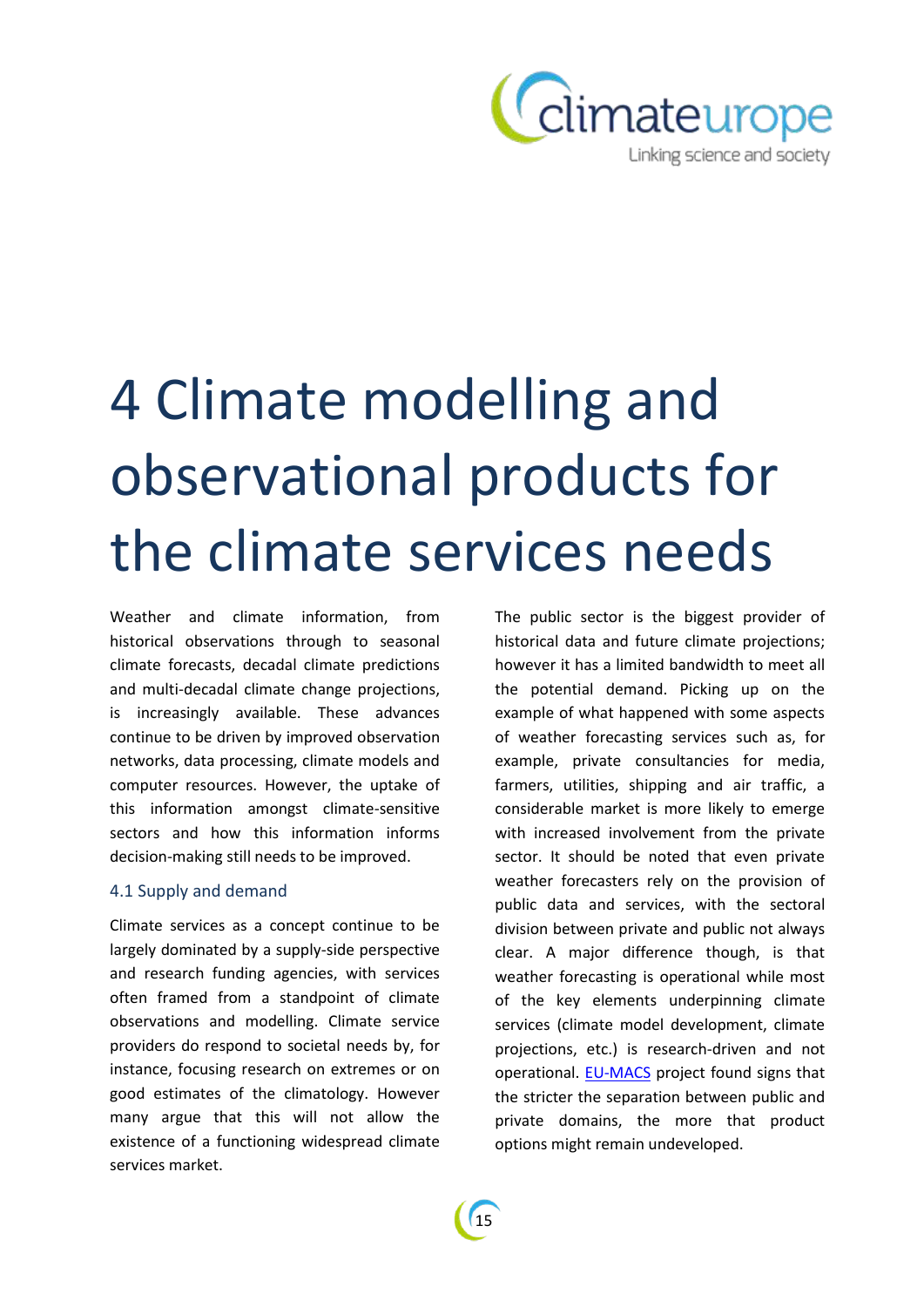# 4 Climate modelling and observational products for the climate services needs

Weather and climate information, from historical observations through to seasonal climate forecasts, decadal climate predictions and multi-decadal climate change projections, is increasingly available. These advances continue to be driven by improved observation networks, data processing, climate models and computer resources. However, the uptake of this information amongst climate-sensitive sectors and how this information informs decision-making still needs to be improved.

## 4.1 Supply and demand

Climate services as a concept continue to be largely dominated by a supply-side perspective and research funding agencies, with services often framed from a standpoint of climate observations and modelling. Climate service providers do respond to societal needs by, for instance, focusing research on extremes or on good estimates of the climatology. However many argue that this will not allow the existence of a functioning widespread climate services market.

The public sector is the biggest provider of historical data and future climate projections; however it has a limited bandwidth to meet all the potential demand. Picking up on the example of what happened with some aspects of weather forecasting services such as, for example, private consultancies for media, farmers, utilities, shipping and air traffic, a considerable market is more likely to emerge with increased involvement from the private sector. It should be noted that even private weather forecasters rely on the provision of public data and services, with the sectoral division between private and public not always clear. A major difference though, is that weather forecasting is operational while most of the key elements underpinning climate services (climate model development, climate projections, etc.) is research-driven and not operational. EU-MACS project found signs that the stricter the separation between public and private domains, the more that product options might remain undeveloped.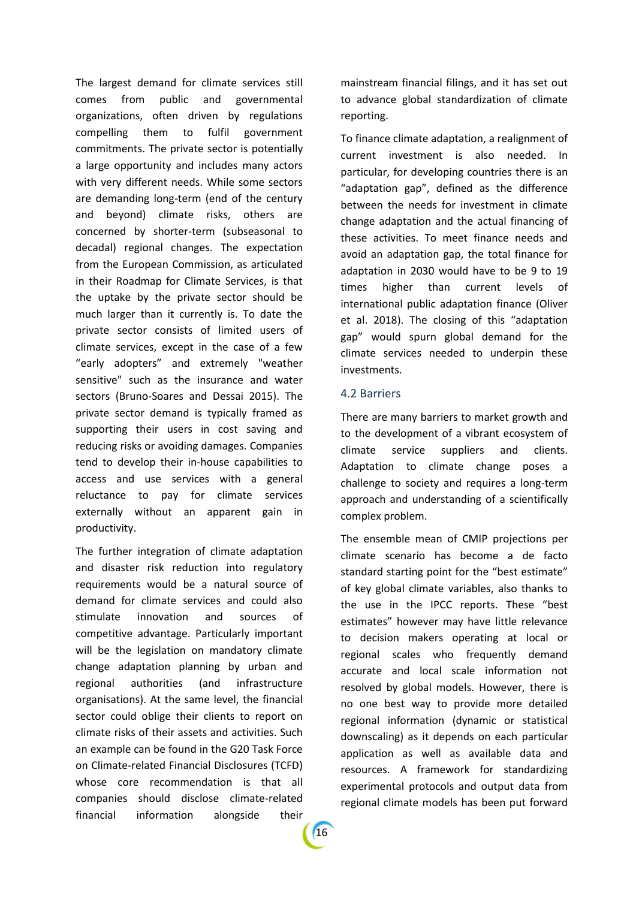The largest demand for climate services still comes from public and governmental organizations, often driven by regulations compelling them to fulfil government commitments. The private sector is potentially a large opportunity and includes many actors with very different needs. While some sectors are demanding long-term (end of the century and beyond) climate risks, others are concerned by shorter-term (subseasonal to decadal) regional changes. The expectation from the European Commission, as articulated in their Roadmap for Climate Services, is that the uptake by the private sector should be much larger than it currently is. To date the private sector consists of limited users of climate services, except in the case of a few “early adopters” and extremely "weather sensitive" such as the insurance and water sectors (Bruno-Soares and Dessai 2015). The private sector demand is typically framed as supporting their users in cost saving and reducing risks or avoiding damages. Companies tend to develop their in-house capabilities to access and use services with a general reluctance to pay for climate services externally without an apparent gain in productivity.

The further integration of climate adaptation and disaster risk reduction into regulatory requirements would be a natural source of demand for climate services and could also stimulate innovation and sources of competitive advantage. Particularly important will be the legislation on mandatory climate change adaptation planning by urban and regional authorities (and infrastructure organisations). At the same level, the financial sector could oblige their clients to report on climate risks of their assets and activities. Such an example can be found in the G20 Task Force on Climate-related Financial Disclosures (TCFD) whose core recommendation is that all companies should disclose climate-related financial information alongside their mainstream financial filings, and it has set out to advance global standardization of climate reporting.

To finance climate adaptation, a realignment of current investment is also needed. In particular, for developing countries there is an “adaptation gap”, defined as the difference between the needs for investment in climate change adaptation and the actual financing of these activities. To meet finance needs and avoid an adaptation gap, the total finance for adaptation in 2030 would have to be 9 to 19 times higher than current levels of international public adaptation finance (Oliver et al. 2018). The closing of this “adaptation gap” would spurn global demand for the climate services needed to underpin these investments.

## 4.2 Barriers

There are many barriers to market growth and to the development of a vibrant ecosystem of climate service suppliers and clients. Adaptation to climate change poses a challenge to society and requires a long-term approach and understanding of a scientifically complex problem.

The ensemble mean of CMIP projections per climate scenario has become a de facto standard starting point for the “best estimate” of key global climate variables, also thanks to the use in the IPCC reports. These “best estimates” however may have little relevance to decision makers operating at local or regional scales who frequently demand accurate and local scale information not resolved by global models. However, there is no one best way to provide more detailed regional information (dynamic or statistical downscaling) as it depends on each particular application as well as available data and resources. A framework for standardizing experimental protocols and output data from regional climate models has been put forward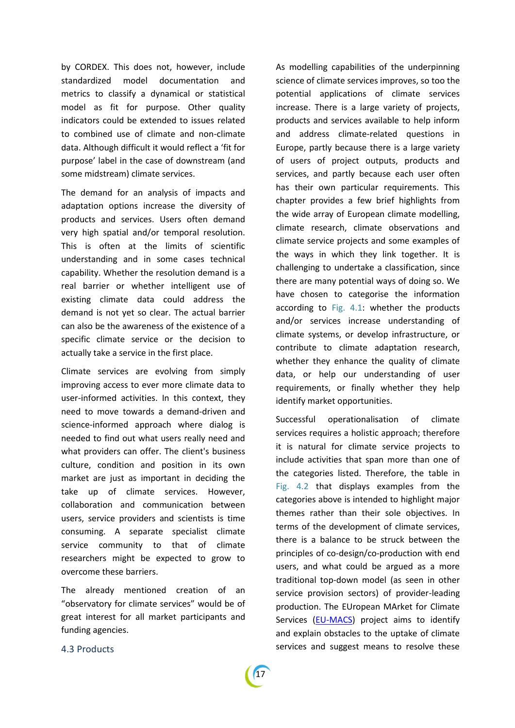by CORDEX. This does not, however, include standardized model documentation and metrics to classify a dynamical or statistical model as fit for purpose. Other quality indicators could be extended to issues related to combined use of climate and non-climate data. Although difficult it would reflect a 'fit for purpose' label in the case of downstream (and some midstream) climate services.

The demand for an analysis of impacts and adaptation options increase the diversity of products and services. Users often demand very high spatial and/or temporal resolution. This is often at the limits of scientific understanding and in some cases technical capability. Whether the resolution demand is a real barrier or whether intelligent use of existing climate data could address the demand is not yet so clear. The actual barrier can also be the awareness of the existence of a specific climate service or the decision to actually take a service in the first place.

Climate services are evolving from simply improving access to ever more climate data to user-informed activities. In this context, they need to move towards a demand-driven and science-informed approach where dialog is needed to find out what users really need and what providers can offer. The client's business culture, condition and position in its own market are just as important in deciding the take up of climate services. However, collaboration and communication between users, service providers and scientists is time consuming. A separate specialist climate service community to that of climate researchers might be expected to grow to overcome these barriers.

The already mentioned creation of an "observatory for climate services" would be of great interest for all market participants and funding agencies.

## 4.3 Products

As modelling capabilities of the underpinning science of climate services improves, so too the potential applications of climate services increase. There is a large variety of projects, products and services available to help inform and address climate-related questions in Europe, partly because there is a large variety of users of project outputs, products and services, and partly because each user often has their own particular requirements. This chapter provides a few brief highlights from the wide array of European climate modelling, climate research, climate observations and climate service projects and some examples of the ways in which they link together. It is challenging to undertake a classification, since there are many potential ways of doing so. We have chosen to categorise the information according to Fig. 4.1: whether the products and/or services increase understanding of climate systems, or develop infrastructure, or contribute to climate adaptation research, whether they enhance the quality of climate data, or help our understanding of user requirements, or finally whether they help identify market opportunities.

Successful operationalisation of climate services requires a holistic approach; therefore it is natural for climate service projects to include activities that span more than one of the categories listed. Therefore, the table in Fig. 4.2 that displays examples from the categories above is intended to highlight major themes rather than their sole objectives. In terms of the development of climate services, there is a balance to be struck between the principles of co-design/co-production with end users, and what could be argued as a more traditional top-down model (as seen in other service provision sectors) of provider-leading production. The EUropean MArket for Climate Services (EU-MACS) project aims to identify and explain obstacles to the uptake of climate services and suggest means to resolve these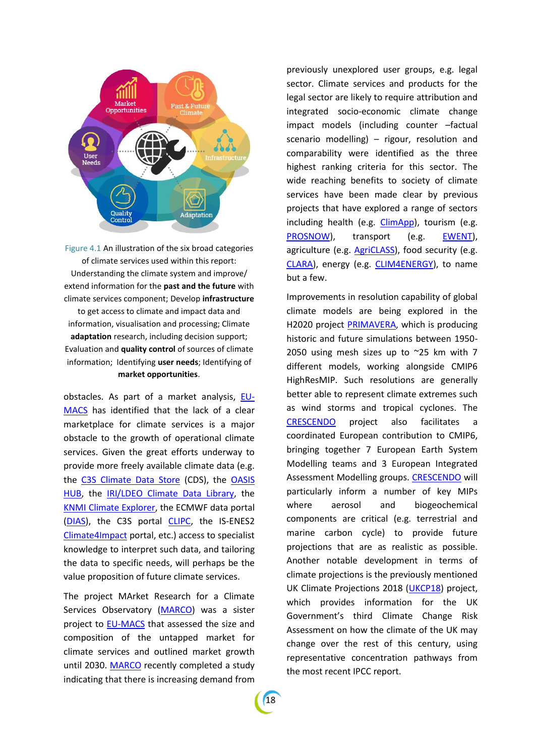Figure 4.1 An illustration of the six broad categories of climate services used within this report: Understanding the climate system and improve/ extend information for the **past and the future** with climate services component; Develop **infrastructure** to get access to climate and impact data and information, visualisation and processing; Climate **adaptation** research, including decision support; Evaluation and **quality control** of sources of climate information; Identifying **user needs**; Identifying of **market opportunities**.

obstacles. As part of a market analysis, EU-MACS has identified that the lack of a clear marketplace for climate services is a major obstacle to the growth of operational climate services. Given the great efforts underway to provide more freely available climate data (e.g. the C3S Climate Data Store (CDS), the OASIS HUB, the IRI/LDEO Climate Data Library, the KNMI Climate Explorer, the ECMWF data portal (DIAS), the C3S portal CLIPC, the IS-ENES2 Climate4Impact portal, etc.) access to specialist knowledge to interpret such data, and tailoring the data to specific needs, will perhaps be the value proposition of future climate services.

The project MArket Research for a Climate Services Observatory (MARCO) was a sister project to EU-MACS that assessed the size and composition of the untapped market for climate services and outlined market growth until 2030. MARCO recently completed a study indicating that there is increasing demand from previously unexplored user groups, e.g. legal sector. Climate services and products for the legal sector are likely to require attribution and integrated socio-economic climate change impact models (including counter –factual scenario modelling) – rigour, resolution and comparability were identified as the three highest ranking criteria for this sector. The wide reaching benefits to society of climate services have been made clear by previous projects that have explored a range of sectors including health (e.g. ClimApp), tourism (e.g. PROSNOW), transport (e.g. EWENT), agriculture (e.g. AgriCLASS), food security (e.g. CLARA), energy (e.g. CLIM4ENERGY), to name but a few.

Improvements in resolution capability of global climate models are being explored in the H2020 project PRIMAVERA, which is producing historic and future simulations between 1950-2050 using mesh sizes up to ~25 km with 7 different models, working alongside CMIP6 HighResMIP. Such resolutions are generally better able to represent climate extremes such as wind storms and tropical cyclones. The CRESCENDO project also facilitates a coordinated European contribution to CMIP6, bringing together 7 European Earth System Modelling teams and 3 European Integrated Assessment Modelling groups. CRESCENDO will particularly inform a number of key MIPs where aerosol and biogeochemical components are critical (e.g. terrestrial and marine carbon cycle) to provide future projections that are as realistic as possible. Another notable development in terms of climate projections is the previously mentioned UK Climate Projections 2018 (UKCP18) project, which provides information for the UK Government's third Climate Change Risk Assessment on how the climate of the UK may change over the rest of this century, using representative concentration pathways from the most recent IPCC report.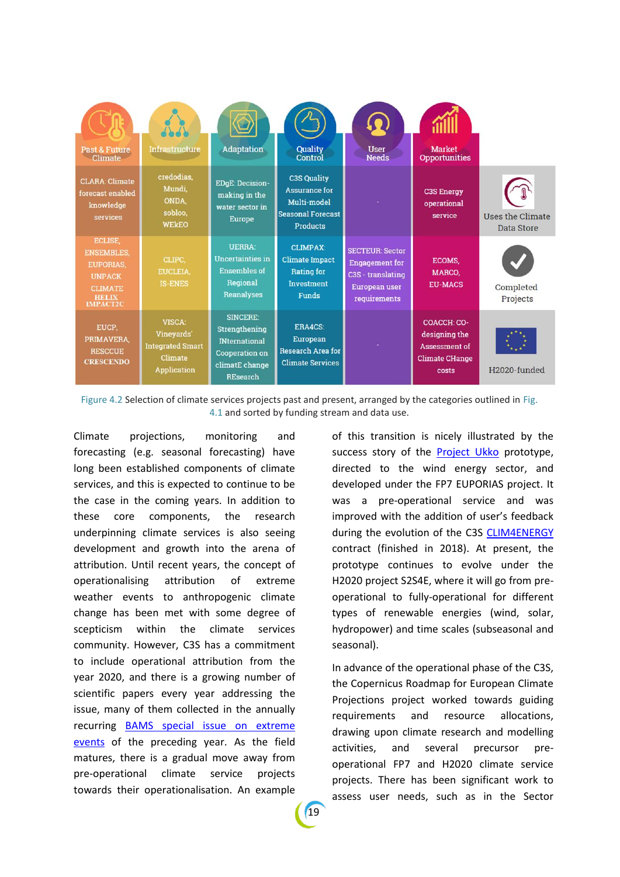| Past & Future Climate | Infrastructure | Adaptation | Quality Control | User Needs | Market Opportunities | |
|---|---|---|---|---|---|---|
| CLARA: Climate forecast enabled knowledge services | credodias, Mundi, ONDA, sobloo, WEkEO | EDgE: Decision-making in the water sector in Europe | C3S Quality Assurance for Multi-model Seasonal Forecast Products | - | C3S Energy operational service | Uses the Climate Data Store |
| ECLISE, ENSEMBLES, EUPORIAS, UNPACK CLIMATE HELIX IMPACT2C | CLIPC, EUCLEIA, IS-ENES | UERRA: Uncertainties in Ensembles of Regional Reanalyses | CLIMPAX: Climate Impact Rating for Investment Funds | SECTEUR: Sector Engagement for C3S - translating European user requirements | ECOMS, MARCO, EU-MACS | Completed Projects |
| EUCP, PRIMAVERA, RESCCUE CRESCENDO | VISCA: Vineyards' Integrated Smart Climate Application | SINCERE: Strengthening INternational Cooperation on climatE change REsearch | ERA4CS: European Research Area for Climate Services | - | COACCH: CO-designing the Assessment of Climate CHange costs | H2020-funded |

Figure 4.2 Selection of climate services projects past and present, arranged by the categories outlined in Fig. 4.1 and sorted by funding stream and data use.

Climate projections, monitoring and forecasting (e.g. seasonal forecasting) have long been established components of climate services, and this is expected to continue to be the case in the coming years. In addition to these core components, the research underpinning climate services is also seeing development and growth into the arena of attribution. Until recent years, the concept of operationalising attribution of extreme weather events to anthropogenic climate change has been met with some degree of scepticism within the climate services community. However, C3S has a commitment to include operational attribution from the year 2020, and there is a growing number of scientific papers every year addressing the issue, many of them collected in the annually recurring BAMS special issue on extreme events of the preceding year. As the field matures, there is a gradual move away from pre-operational climate service projects towards their operationalisation. An example of this transition is nicely illustrated by the success story of the Project Ukko prototype, directed to the wind energy sector, and developed under the FP7 EUPORIAS project. It was a pre-operational service and was improved with the addition of user's feedback during the evolution of the C3S CLIM4ENERGY contract (finished in 2018). At present, the prototype continues to evolve under the H2020 project S2S4E, where it will go from pre-operational to fully-operational for different types of renewable energies (wind, solar, hydropower) and time scales (subseasonal and seasonal).

In advance of the operational phase of the C3S, the Copernicus Roadmap for European Climate Projections project worked towards guiding requirements and resource allocations, drawing upon climate research and modelling activities, and several precursor pre-operational FP7 and H2020 climate service projects. There has been significant work to assess user needs, such as in the Sector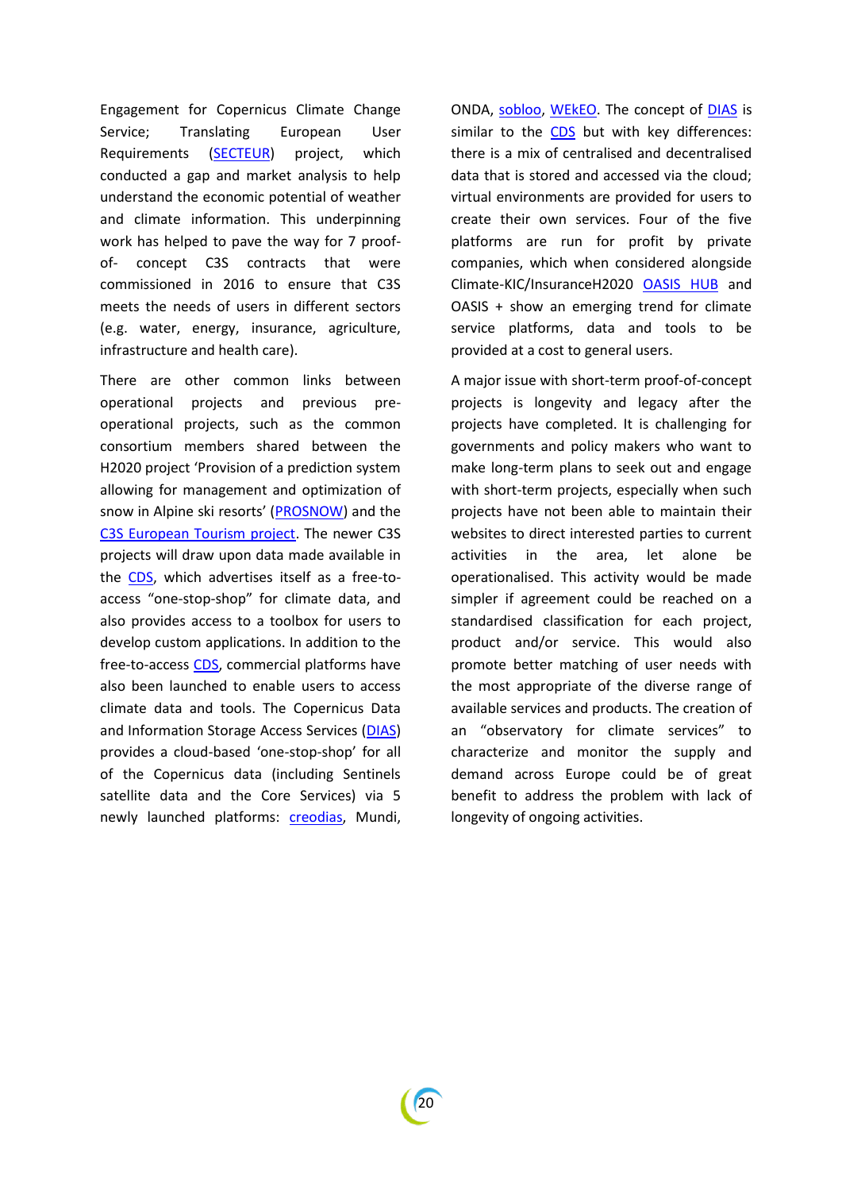Engagement for Copernicus Climate Change Service; Translating European User Requirements (SECTEUR) project, which conducted a gap and market analysis to help understand the economic potential of weather and climate information. This underpinning work has helped to pave the way for 7 proof-of- concept C3S contracts that were commissioned in 2016 to ensure that C3S meets the needs of users in different sectors (e.g. water, energy, insurance, agriculture, infrastructure and health care).

There are other common links between operational projects and previous pre-operational projects, such as the common consortium members shared between the H2020 project 'Provision of a prediction system allowing for management and optimization of snow in Alpine ski resorts' (PROSNOW) and the C3S European Tourism project. The newer C3S projects will draw upon data made available in the CDS, which advertises itself as a free-to-access "one-stop-shop" for climate data, and also provides access to a toolbox for users to develop custom applications. In addition to the free-to-access CDS, commercial platforms have also been launched to enable users to access climate data and tools. The Copernicus Data and Information Storage Access Services (DIAS) provides a cloud-based 'one-stop-shop' for all of the Copernicus data (including Sentinels satellite data and the Core Services) via 5 newly launched platforms: creodias, Mundi, ONDA, sobloo, WEkEO. The concept of DIAS is similar to the CDS but with key differences: there is a mix of centralised and decentralised data that is stored and accessed via the cloud; virtual environments are provided for users to create their own services. Four of the five platforms are run for profit by private companies, which when considered alongside Climate-KIC/InsuranceH2020 OASIS HUB and OASIS + show an emerging trend for climate service platforms, data and tools to be provided at a cost to general users.

A major issue with short-term proof-of-concept projects is longevity and legacy after the projects have completed. It is challenging for governments and policy makers who want to make long-term plans to seek out and engage with short-term projects, especially when such projects have not been able to maintain their websites to direct interested parties to current activities in the area, let alone be operationalised. This activity would be made simpler if agreement could be reached on a standardised classification for each project, product and/or service. This would also promote better matching of user needs with the most appropriate of the diverse range of available services and products. The creation of an "observatory for climate services" to characterize and monitor the supply and demand across Europe could be of great benefit to address the problem with lack of longevity of ongoing activities.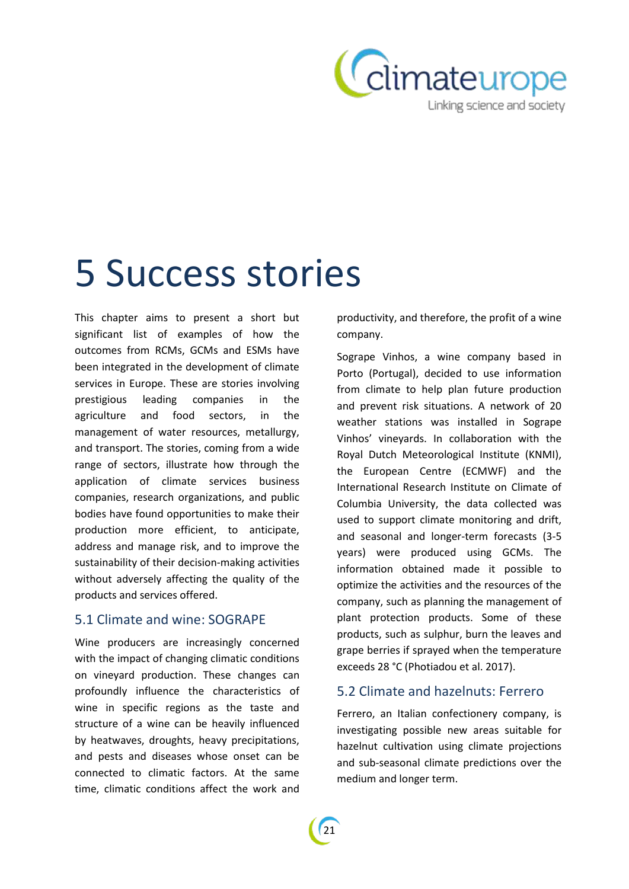# 5 Success stories

This chapter aims to present a short but significant list of examples of how the outcomes from RCMs, GCMs and ESMs have been integrated in the development of climate services in Europe. These are stories involving prestigious leading companies in the agriculture and food sectors, in the management of water resources, metallurgy, and transport. The stories, coming from a wide range of sectors, illustrate how through the application of climate services business companies, research organizations, and public bodies have found opportunities to make their production more efficient, to anticipate, address and manage risk, and to improve the sustainability of their decision-making activities without adversely affecting the quality of the products and services offered.

## 5.1 Climate and wine: SOGRAPE

Wine producers are increasingly concerned with the impact of changing climatic conditions on vineyard production. These changes can profoundly influence the characteristics of wine in specific regions as the taste and structure of a wine can be heavily influenced by heatwaves, droughts, heavy precipitations, and pests and diseases whose onset can be connected to climatic factors. At the same time, climatic conditions affect the work and productivity, and therefore, the profit of a wine company.

Sogrape Vinhos, a wine company based in Porto (Portugal), decided to use information from climate to help plan future production and prevent risk situations. A network of 20 weather stations was installed in Sogrape Vinhos' vineyards. In collaboration with the Royal Dutch Meteorological Institute (KNMI), the European Centre (ECMWF) and the International Research Institute on Climate of Columbia University, the data collected was used to support climate monitoring and drift, and seasonal and longer-term forecasts (3-5 years) were produced using GCMs. The information obtained made it possible to optimize the activities and the resources of the company, such as planning the management of plant protection products. Some of these products, such as sulphur, burn the leaves and grape berries if sprayed when the temperature exceeds 28 °C (Photiadou et al. 2017).

## 5.2 Climate and hazelnuts: Ferrero

Ferrero, an Italian confectionery company, is investigating possible new areas suitable for hazelnut cultivation using climate projections and sub-seasonal climate predictions over the medium and longer term.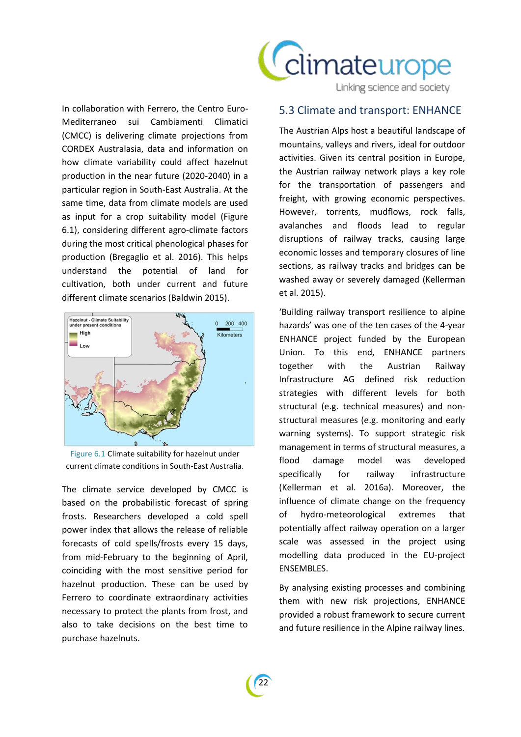In collaboration with Ferrero, the Centro Euro-Mediterraneo sui Cambiamenti Climatici (CMCC) is delivering climate projections from CORDEX Australasia, data and information on how climate variability could affect hazelnut production in the near future (2020-2040) in a particular region in South-East Australia. At the same time, data from climate models are used as input for a crop suitability model (Figure 6.1), considering different agro-climate factors during the most critical phenological phases for production (Bregaglio et al. 2016). This helps understand the potential of land for cultivation, both under current and future different climate scenarios (Baldwin 2015).

Figure 6.1 Climate suitability for hazelnut under current climate conditions in South-East Australia.

The climate service developed by CMCC is based on the probabilistic forecast of spring frosts. Researchers developed a cold spell power index that allows the release of reliable forecasts of cold spells/frosts every 15 days, from mid-February to the beginning of April, coinciding with the most sensitive period for hazelnut production. These can be used by Ferrero to coordinate extraordinary activities necessary to protect the plants from frost, and also to take decisions on the best time to purchase hazelnuts.

## 5.3 Climate and transport: ENHANCE

The Austrian Alps host a beautiful landscape of mountains, valleys and rivers, ideal for outdoor activities. Given its central position in Europe, the Austrian railway network plays a key role for the transportation of passengers and freight, with growing economic perspectives. However, torrents, mudflows, rock falls, avalanches and floods lead to regular disruptions of railway tracks, causing large economic losses and temporary closures of line sections, as railway tracks and bridges can be washed away or severely damaged (Kellerman et al. 2015).

'Building railway transport resilience to alpine hazards' was one of the ten cases of the 4-year ENHANCE project funded by the European Union. To this end, ENHANCE partners together with the Austrian Railway Infrastructure AG defined risk reduction strategies with different levels for both structural (e.g. technical measures) and non-structural measures (e.g. monitoring and early warning systems). To support strategic risk management in terms of structural measures, a flood damage model was developed specifically for railway infrastructure (Kellerman et al. 2016a). Moreover, the influence of climate change on the frequency of hydro-meteorological extremes that potentially affect railway operation on a larger scale was assessed in the project using modelling data produced in the EU-project ENSEMBLES.

By analysing existing processes and combining them with new risk projections, ENHANCE provided a robust framework to secure current and future resilience in the Alpine railway lines.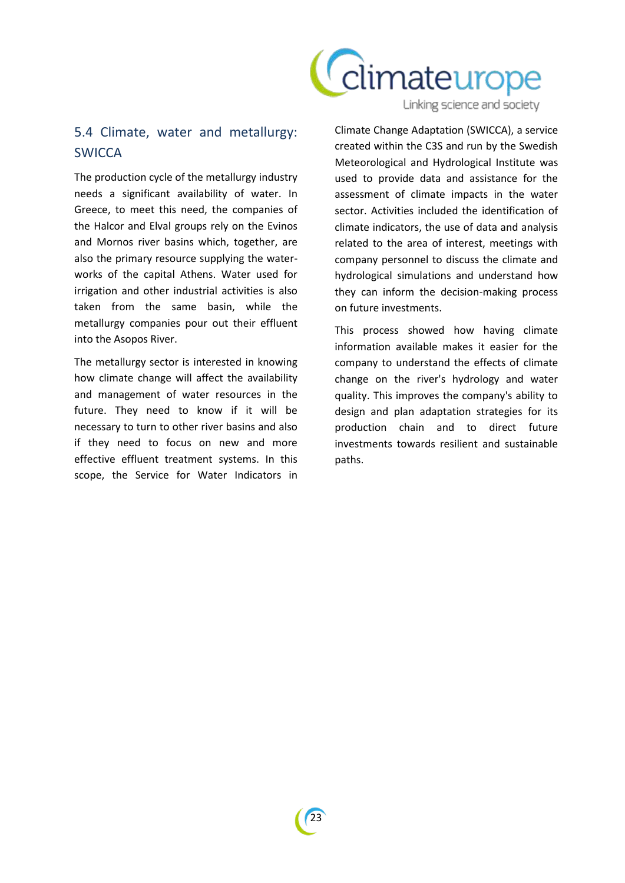## 5.4 Climate, water and metallurgy: SWICCA

The production cycle of the metallurgy industry needs a significant availability of water. In Greece, to meet this need, the companies of the Halcor and Elval groups rely on the Evinos and Mornos river basins which, together, are also the primary resource supplying the water-works of the capital Athens. Water used for irrigation and other industrial activities is also taken from the same basin, while the metallurgy companies pour out their effluent into the Asopos River.

The metallurgy sector is interested in knowing how climate change will affect the availability and management of water resources in the future. They need to know if it will be necessary to turn to other river basins and also if they need to focus on new and more effective effluent treatment systems. In this scope, the Service for Water Indicators in Climate Change Adaptation (SWICCA), a service created within the C3S and run by the Swedish Meteorological and Hydrological Institute was used to provide data and assistance for the assessment of climate impacts in the water sector. Activities included the identification of climate indicators, the use of data and analysis related to the area of interest, meetings with company personnel to discuss the climate and hydrological simulations and understand how they can inform the decision-making process on future investments.

This process showed how having climate information available makes it easier for the company to understand the effects of climate change on the river's hydrology and water quality. This improves the company's ability to design and plan adaptation strategies for its production chain and to direct future investments towards resilient and sustainable paths.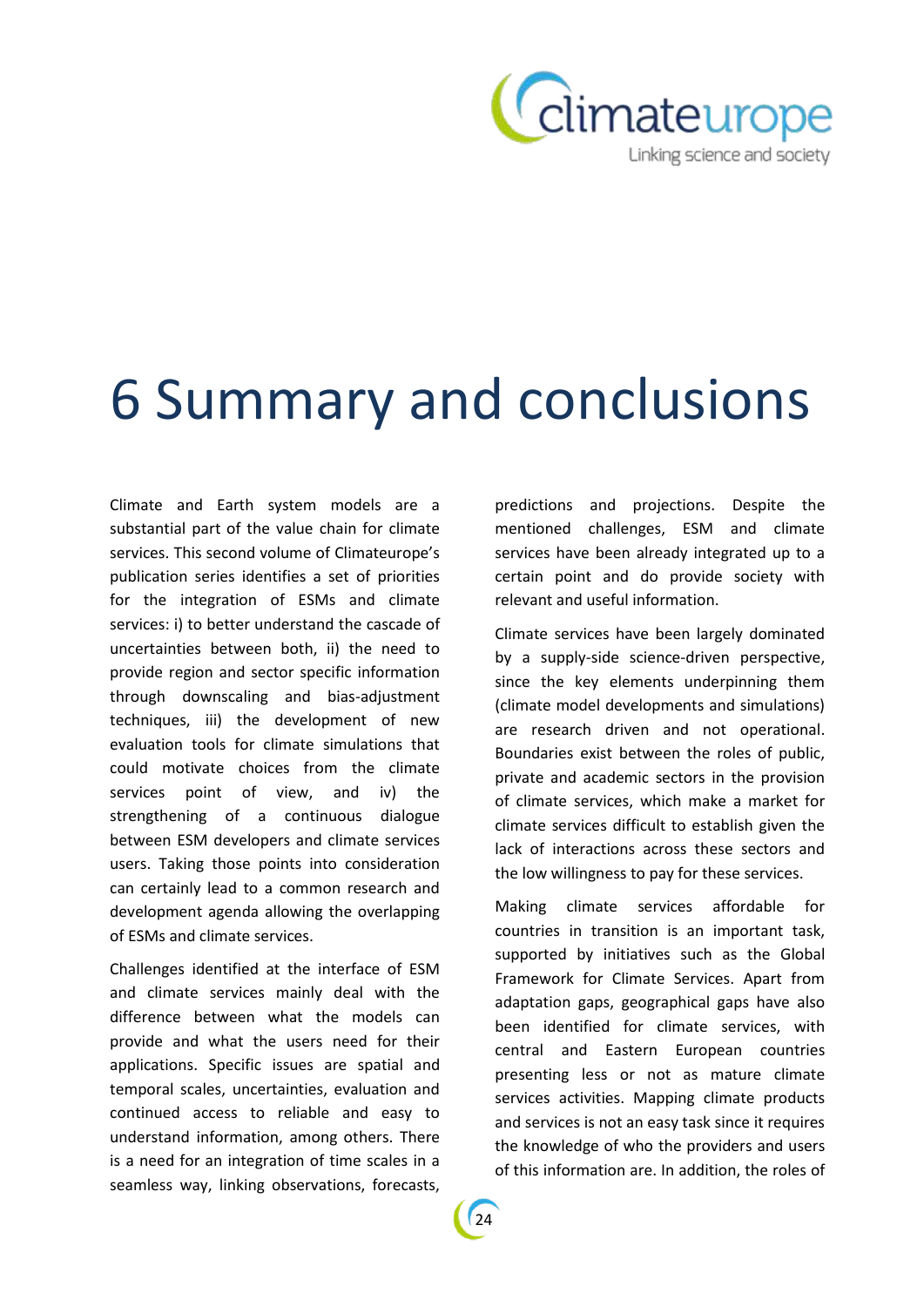# 6 Summary and conclusions

Climate and Earth system models are a substantial part of the value chain for climate services. This second volume of Climateurope's publication series identifies a set of priorities for the integration of ESMs and climate services: i) to better understand the cascade of uncertainties between both, ii) the need to provide region and sector specific information through downscaling and bias-adjustment techniques, iii) the development of new evaluation tools for climate simulations that could motivate choices from the climate services point of view, and iv) the strengthening of a continuous dialogue between ESM developers and climate services users. Taking those points into consideration can certainly lead to a common research and development agenda allowing the overlapping of ESMs and climate services.

Challenges identified at the interface of ESM and climate services mainly deal with the difference between what the models can provide and what the users need for their applications. Specific issues are spatial and temporal scales, uncertainties, evaluation and continued access to reliable and easy to understand information, among others. There is a need for an integration of time scales in a seamless way, linking observations, forecasts, predictions and projections. Despite the mentioned challenges, ESM and climate services have been already integrated up to a certain point and do provide society with relevant and useful information.

Climate services have been largely dominated by a supply-side science-driven perspective, since the key elements underpinning them (climate model developments and simulations) are research driven and not operational. Boundaries exist between the roles of public, private and academic sectors in the provision of climate services, which make a market for climate services difficult to establish given the lack of interactions across these sectors and the low willingness to pay for these services.

Making climate services affordable for countries in transition is an important task, supported by initiatives such as the Global Framework for Climate Services. Apart from adaptation gaps, geographical gaps have also been identified for climate services, with central and Eastern European countries presenting less or not as mature climate services activities. Mapping climate products and services is not an easy task since it requires the knowledge of who the providers and users of this information are. In addition, the roles of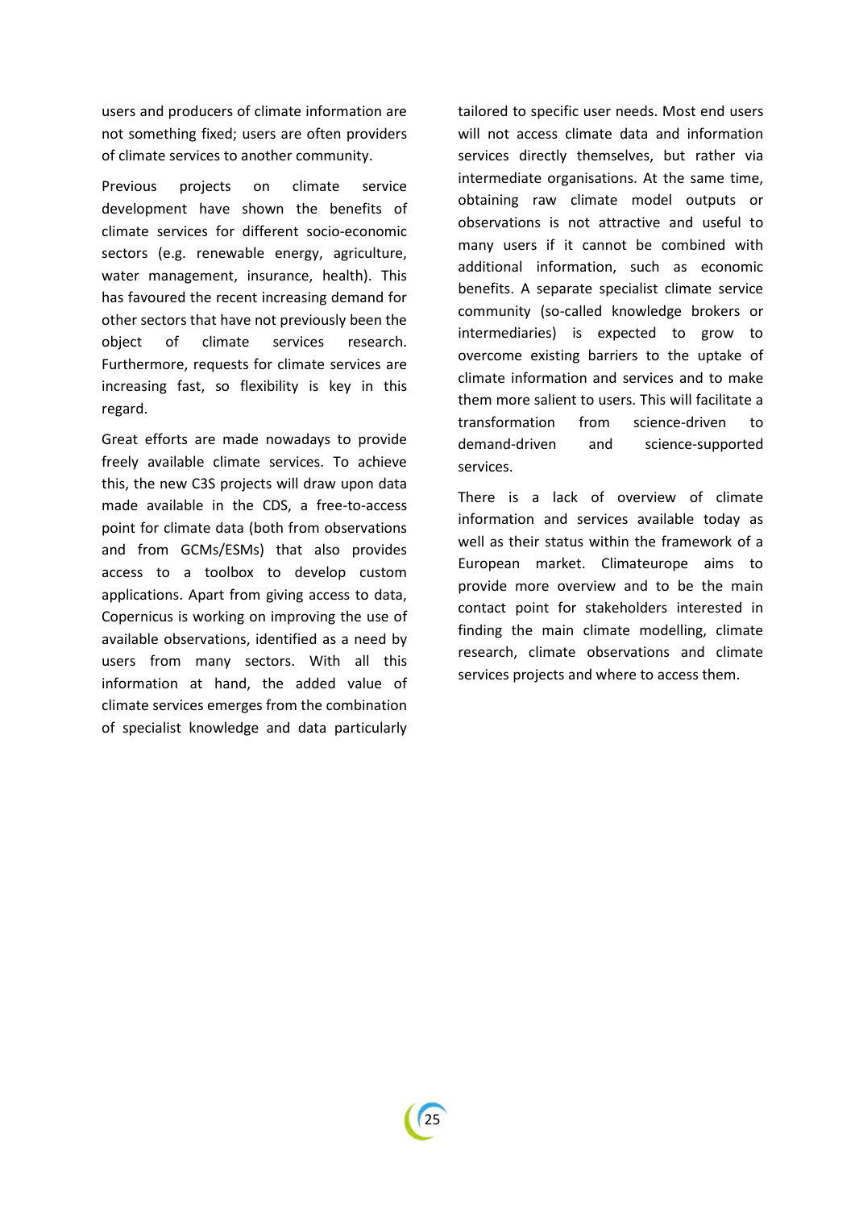users and producers of climate information are not something fixed; users are often providers of climate services to another community.

Previous projects on climate service development have shown the benefits of climate services for different socio-economic sectors (e.g. renewable energy, agriculture, water management, insurance, health). This has favoured the recent increasing demand for other sectors that have not previously been the object of climate services research. Furthermore, requests for climate services are increasing fast, so flexibility is key in this regard.

Great efforts are made nowadays to provide freely available climate services. To achieve this, the new C3S projects will draw upon data made available in the CDS, a free-to-access point for climate data (both from observations and from GCMs/ESMs) that also provides access to a toolbox to develop custom applications. Apart from giving access to data, Copernicus is working on improving the use of available observations, identified as a need by users from many sectors. With all this information at hand, the added value of climate services emerges from the combination of specialist knowledge and data particularly tailored to specific user needs. Most end users will not access climate data and information services directly themselves, but rather via intermediate organisations. At the same time, obtaining raw climate model outputs or observations is not attractive and useful to many users if it cannot be combined with additional information, such as economic benefits. A separate specialist climate service community (so-called knowledge brokers or intermediaries) is expected to grow to overcome existing barriers to the uptake of climate information and services and to make them more salient to users. This will facilitate a transformation from science-driven to demand-driven and science-supported services.

There is a lack of overview of climate information and services available today as well as their status within the framework of a European market. Climateurope aims to provide more overview and to be the main contact point for stakeholders interested in finding the main climate modelling, climate research, climate observations and climate services projects and where to access them.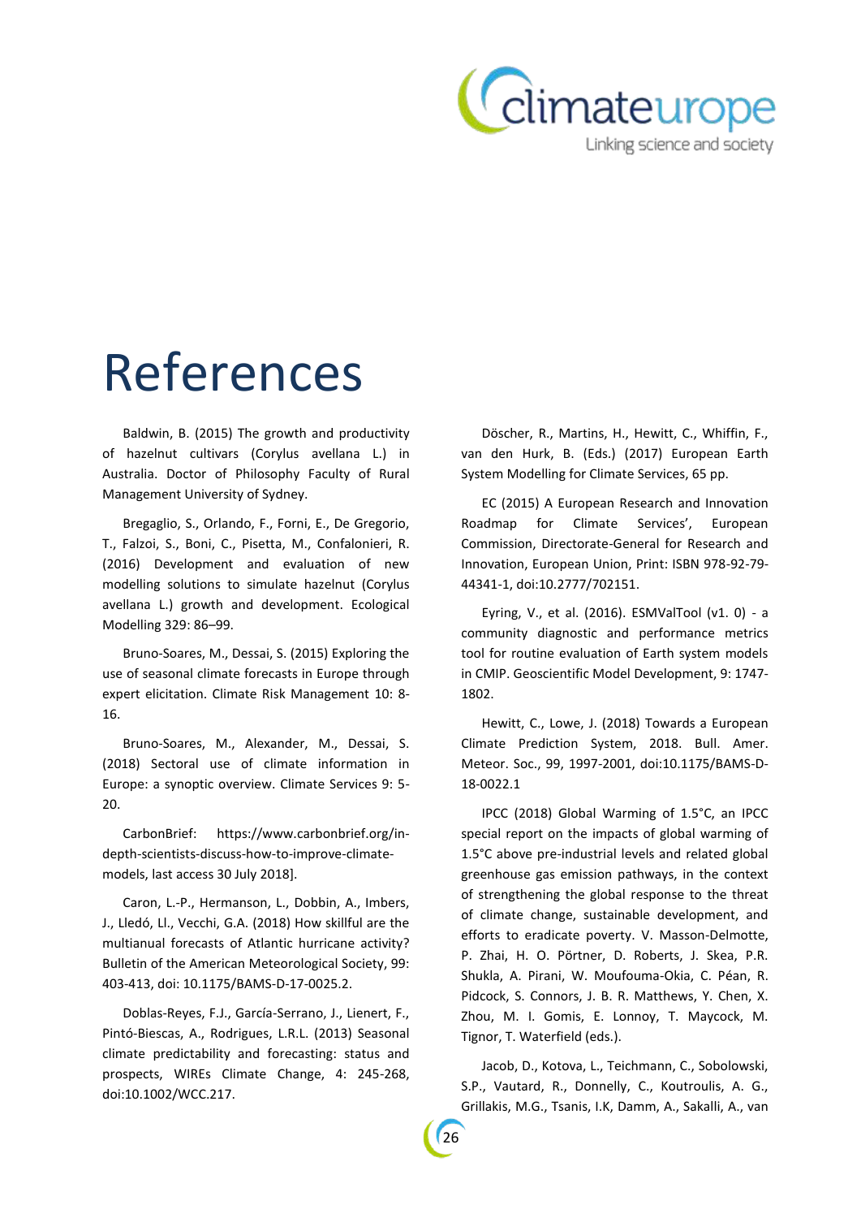# References

Baldwin, B. (2015) The growth and productivity of hazelnut cultivars (Corylus avellana L.) in Australia. Doctor of Philosophy Faculty of Rural Management University of Sydney.

Bregaglio, S., Orlando, F., Forni, E., De Gregorio, T., Falzoi, S., Boni, C., Pisetta, M., Confalonieri, R. (2016) Development and evaluation of new modelling solutions to simulate hazelnut (Corylus avellana L.) growth and development. Ecological Modelling 329: 86–99.

Bruno-Soares, M., Dessai, S. (2015) Exploring the use of seasonal climate forecasts in Europe through expert elicitation. Climate Risk Management 10: 8-16.

Bruno-Soares, M., Alexander, M., Dessai, S. (2018) Sectoral use of climate information in Europe: a synoptic overview. Climate Services 9: 5-20.

CarbonBrief: https://www.carbonbrief.org/in-depth-scientists-discuss-how-to-improve-climate-models, last access 30 July 2018].

Caron, L.-P., Hermanson, L., Dobbin, A., Imbers, J., Lledó, Ll., Vecchi, G.A. (2018) How skillful are the multianual forecasts of Atlantic hurricane activity? Bulletin of the American Meteorological Society, 99: 403-413, doi: 10.1175/BAMS-D-17-0025.2.

Doblas-Reyes, F.J., García-Serrano, J., Lienert, F., Pintó-Biescas, A., Rodrigues, L.R.L. (2013) Seasonal climate predictability and forecasting: status and prospects, WIREs Climate Change, 4: 245-268, doi:10.1002/WCC.217.

Döscher, R., Martins, H., Hewitt, C., Whiffin, F., van den Hurk, B. (Eds.) (2017) European Earth System Modelling for Climate Services, 65 pp.

EC (2015) A European Research and Innovation Roadmap for Climate Services', European Commission, Directorate-General for Research and Innovation, European Union, Print: ISBN 978-92-79-44341-1, doi:10.2777/702151.

Eyring, V., et al. (2016). ESMValTool (v1. 0) - a community diagnostic and performance metrics tool for routine evaluation of Earth system models in CMIP. Geoscientific Model Development, 9: 1747-1802.

Hewitt, C., Lowe, J. (2018) Towards a European Climate Prediction System, 2018. Bull. Amer. Meteor. Soc., 99, 1997-2001, doi:10.1175/BAMS-D-18-0022.1

IPCC (2018) Global Warming of 1.5°C, an IPCC special report on the impacts of global warming of 1.5°C above pre-industrial levels and related global greenhouse gas emission pathways, in the context of strengthening the global response to the threat of climate change, sustainable development, and efforts to eradicate poverty. V. Masson-Delmotte, P. Zhai, H. O. Pörtner, D. Roberts, J. Skea, P.R. Shukla, A. Pirani, W. Moufouma-Okia, C. Péan, R. Pidcock, S. Connors, J. B. R. Matthews, Y. Chen, X. Zhou, M. I. Gomis, E. Lonnoy, T. Maycock, M. Tignor, T. Waterfield (eds.).

Jacob, D., Kotova, L., Teichmann, C., Sobolowski, S.P., Vautard, R., Donnelly, C., Koutroulis, A. G., Grillakis, M.G., Tsanis, I.K, Damm, A., Sakalli, A., van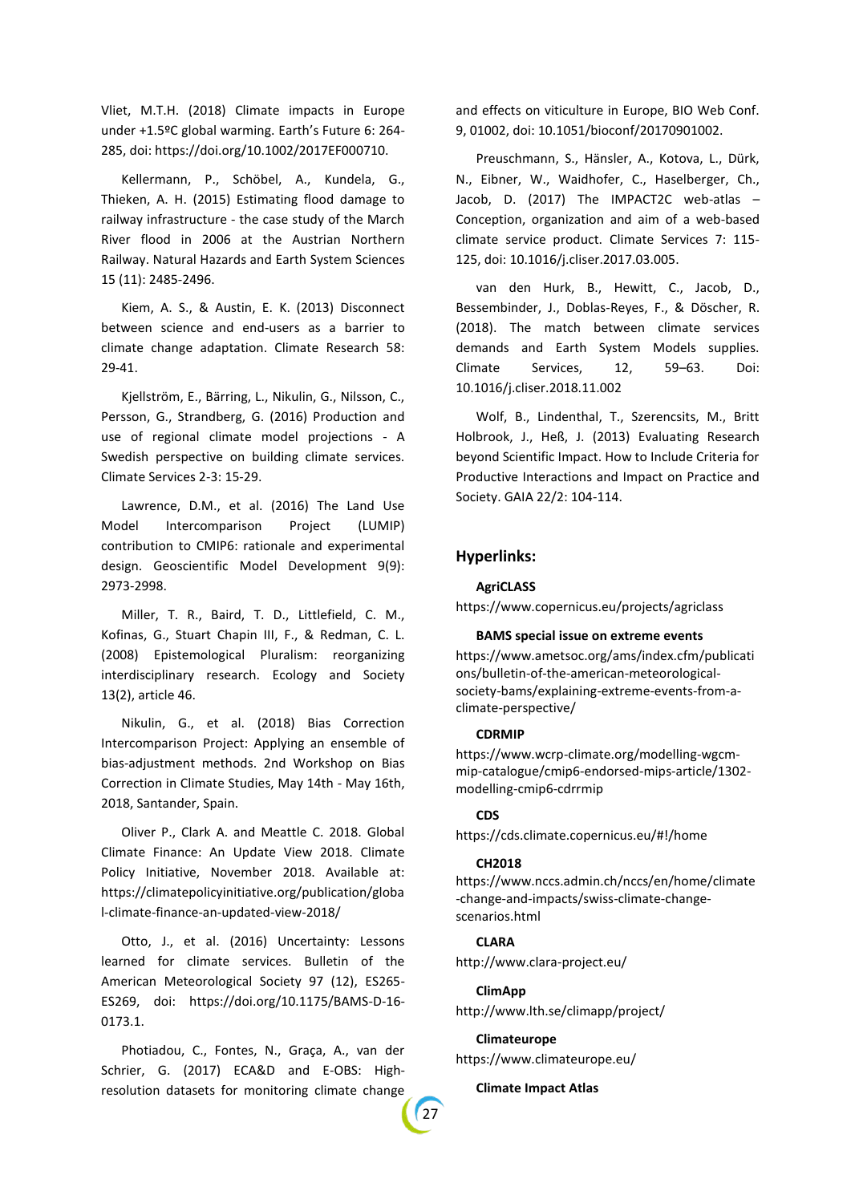Vliet, M.T.H. (2018) Climate impacts in Europe under +1.5ºC global warming. Earth's Future 6: 264-285, doi: https://doi.org/10.1002/2017EF000710.

Kellermann, P., Schöbel, A., Kundela, G., Thieken, A. H. (2015) Estimating flood damage to railway infrastructure - the case study of the March River flood in 2006 at the Austrian Northern Railway. Natural Hazards and Earth System Sciences 15 (11): 2485-2496.

Kiem, A. S., & Austin, E. K. (2013) Disconnect between science and end-users as a barrier to climate change adaptation. Climate Research 58: 29-41.

Kjellström, E., Bärring, L., Nikulin, G., Nilsson, C., Persson, G., Strandberg, G. (2016) Production and use of regional climate model projections - A Swedish perspective on building climate services. Climate Services 2-3: 15-29.

Lawrence, D.M., et al. (2016) The Land Use Model Intercomparison Project (LUMIP) contribution to CMIP6: rationale and experimental design. Geoscientific Model Development 9(9): 2973-2998.

Miller, T. R., Baird, T. D., Littlefield, C. M., Kofinas, G., Stuart Chapin III, F., & Redman, C. L. (2008) Epistemological Pluralism: reorganizing interdisciplinary research. Ecology and Society 13(2), article 46.

Nikulin, G., et al. (2018) Bias Correction Intercomparison Project: Applying an ensemble of bias-adjustment methods. 2nd Workshop on Bias Correction in Climate Studies, May 14th - May 16th, 2018, Santander, Spain.

Oliver P., Clark A. and Meattle C. 2018. Global Climate Finance: An Update View 2018. Climate Policy Initiative, November 2018. Available at: https://climatepolicyinitiative.org/publication/global-climate-finance-an-updated-view-2018/

Otto, J., et al. (2016) Uncertainty: Lessons learned for climate services. Bulletin of the American Meteorological Society 97 (12), ES265-ES269, doi: https://doi.org/10.1175/BAMS-D-16-0173.1.

Photiadou, C., Fontes, N., Graça, A., van der Schrier, G. (2017) ECA&D and E-OBS: High-resolution datasets for monitoring climate change and effects on viticulture in Europe, BIO Web Conf. 9, 01002, doi: 10.1051/bioconf/20170901002.

Preuschmann, S., Hänsler, A., Kotova, L., Dürk, N., Eibner, W., Waidhofer, C., Haselberger, Ch., Jacob, D. (2017) The IMPACT2C web-atlas – Conception, organization and aim of a web-based climate service product. Climate Services 7: 115-125, doi: 10.1016/j.cliser.2017.03.005.

van den Hurk, B., Hewitt, C., Jacob, D., Bessembinder, J., Doblas-Reyes, F., & Döscher, R. (2018). The match between climate services demands and Earth System Models supplies. Climate Services, 12, 59–63. Doi: 10.1016/j.cliser.2018.11.002

Wolf, B., Lindenthal, T., Szerencsits, M., Britt Holbrook, J., Heß, J. (2013) Evaluating Research beyond Scientific Impact. How to Include Criteria for Productive Interactions and Impact on Practice and Society. GAIA 22/2: 104-114.

## Hyperlinks:

**AgriCLASS**

https://www.copernicus.eu/projects/agriclass

**BAMS special issue on extreme events**

https://www.ametsoc.org/ams/index.cfm/publications/bulletin-of-the-american-meteorological-society-bams/explaining-extreme-events-from-a-climate-perspective/

**CDRMIP**

https://www.wcrp-climate.org/modelling-wgcm-mip-catalogue/cmip6-endorsed-mips-article/1302-modelling-cmip6-cdrrmip

**CDS**

https://cds.climate.copernicus.eu/#!/home

**CH2018**

https://www.nccs.admin.ch/nccs/en/home/climate-change-and-impacts/swiss-climate-change-scenarios.html

**CLARA**

http://www.clara-project.eu/

**ClimApp**

http://www.lth.se/climapp/project/

**Climateurope**

https://www.climateurope.eu/

**Climate Impact Atlas**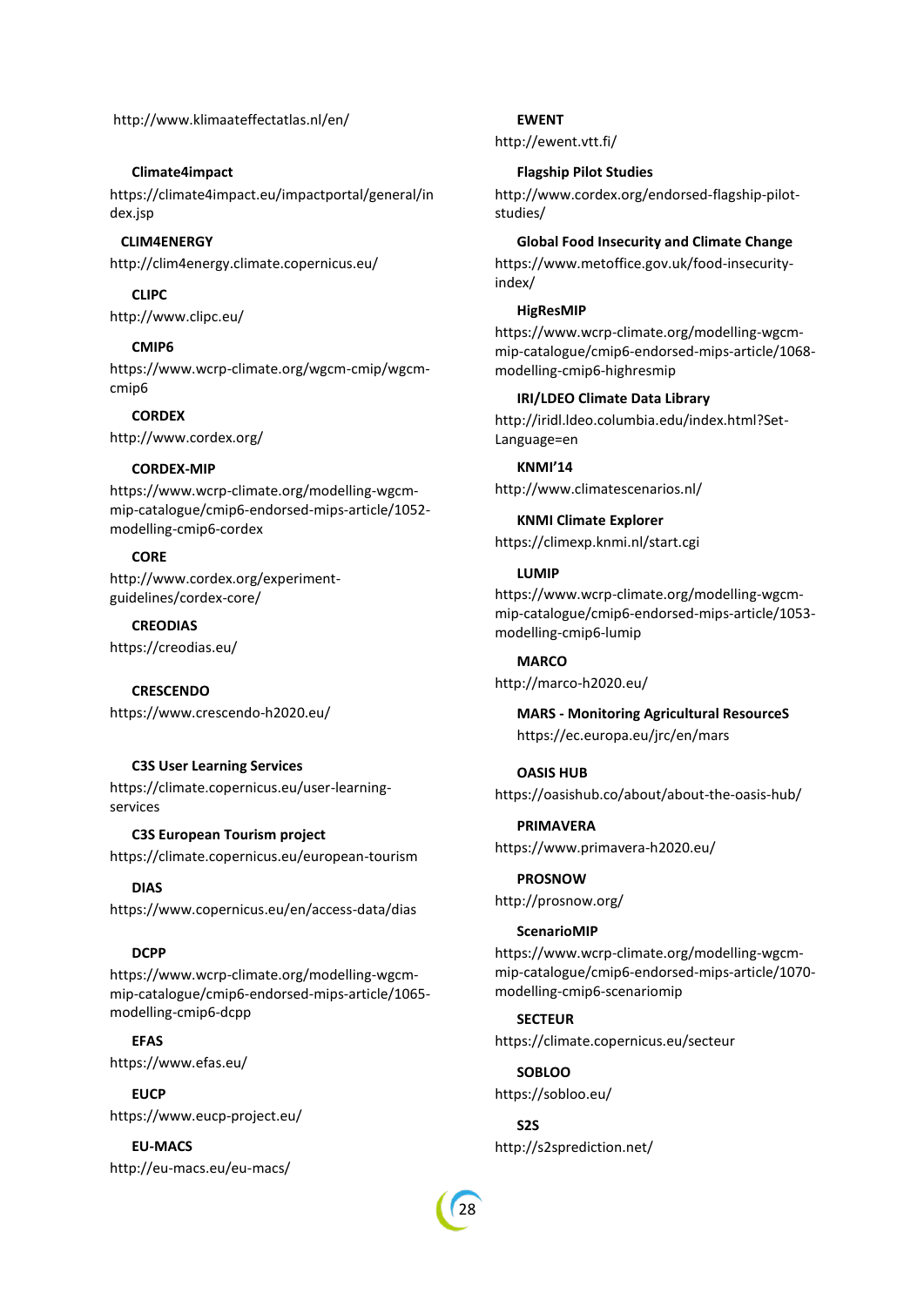http://www.klimaateffectatlas.nl/en/

**Climate4impact**

https://climate4impact.eu/impactportal/general/index.jsp

**CLIM4ENERGY**

http://clim4energy.climate.copernicus.eu/

**CLIPC**

http://www.clipc.eu/

**CMIP6**

https://www.wcrp-climate.org/wgcm-cmip/wgcm-cmip6

**CORDEX**

http://www.cordex.org/

**CORDEX-MIP**

https://www.wcrp-climate.org/modelling-wgcm-mip-catalogue/cmip6-endorsed-mips-article/1052-modelling-cmip6-cordex

**CORE**

http://www.cordex.org/experiment-guidelines/cordex-core/

**CREODIAS**

https://creodias.eu/

**CRESCENDO**

https://www.crescendo-h2020.eu/

**C3S User Learning Services**

https://climate.copernicus.eu/user-learning-services

**C3S European Tourism project**

https://climate.copernicus.eu/european-tourism

**DIAS**

https://www.copernicus.eu/en/access-data/dias

**DCPP**

https://www.wcrp-climate.org/modelling-wgcm-mip-catalogue/cmip6-endorsed-mips-article/1065-modelling-cmip6-dcpp

**EFAS**

https://www.efas.eu/

**EUCP**

https://www.eucp-project.eu/

**EU-MACS**

http://eu-macs.eu/eu-macs/

**EWENT**

http://ewent.vtt.fi/

**Flagship Pilot Studies**

http://www.cordex.org/endorsed-flagship-pilot-studies/

**Global Food Insecurity and Climate Change**

https://www.metoffice.gov.uk/food-insecurity-index/

**HigResMIP**

https://www.wcrp-climate.org/modelling-wgcm-mip-catalogue/cmip6-endorsed-mips-article/1068-modelling-cmip6-highresmip

**IRI/LDEO Climate Data Library**

http://iridl.ldeo.columbia.edu/index.html?Set-Language=en

**KNMI'14**

http://www.climatescenarios.nl/

**KNMI Climate Explorer**

https://climexp.knmi.nl/start.cgi

**LUMIP**

https://www.wcrp-climate.org/modelling-wgcm-mip-catalogue/cmip6-endorsed-mips-article/1053-modelling-cmip6-lumip

**MARCO**

http://marco-h2020.eu/

**MARS - Monitoring Agricultural ResourceS**

https://ec.europa.eu/jrc/en/mars

**OASIS HUB**

https://oasishub.co/about/about-the-oasis-hub/

**PRIMAVERA**

https://www.primavera-h2020.eu/

**PROSNOW**

http://prosnow.org/

**ScenarioMIP**

https://www.wcrp-climate.org/modelling-wgcm-mip-catalogue/cmip6-endorsed-mips-article/1070-modelling-cmip6-scenariomip

**SECTEUR**

https://climate.copernicus.eu/secteur

**SOBLOO**

https://sobloo.eu/

**S2S**

http://s2sprediction.net/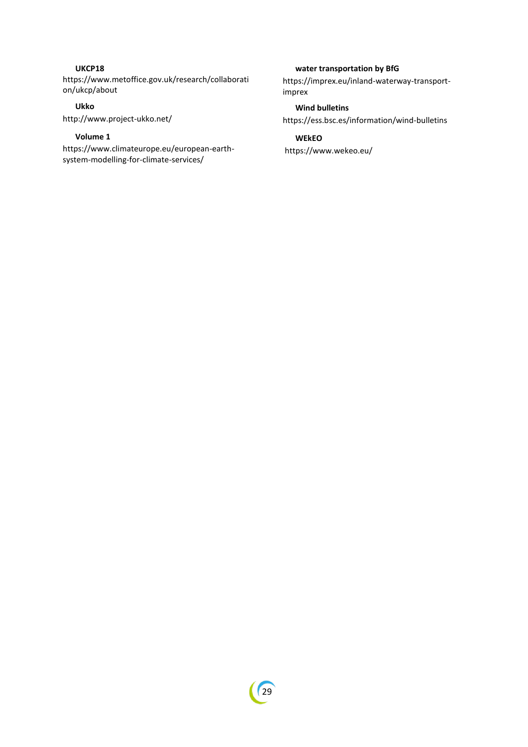**UKCP18**

https://www.metoffice.gov.uk/research/collaboration/ukcp/about

**Ukko**

http://www.project-ukko.net/

**Volume 1**

https://www.climateurope.eu/european-earth-system-modelling-for-climate-services/

**water transportation by BfG**

https://imprex.eu/inland-waterway-transport-imprex

**Wind bulletins**

https://ess.bsc.es/information/wind-bulletins

**WEkEO**

https://www.wekeo.eu/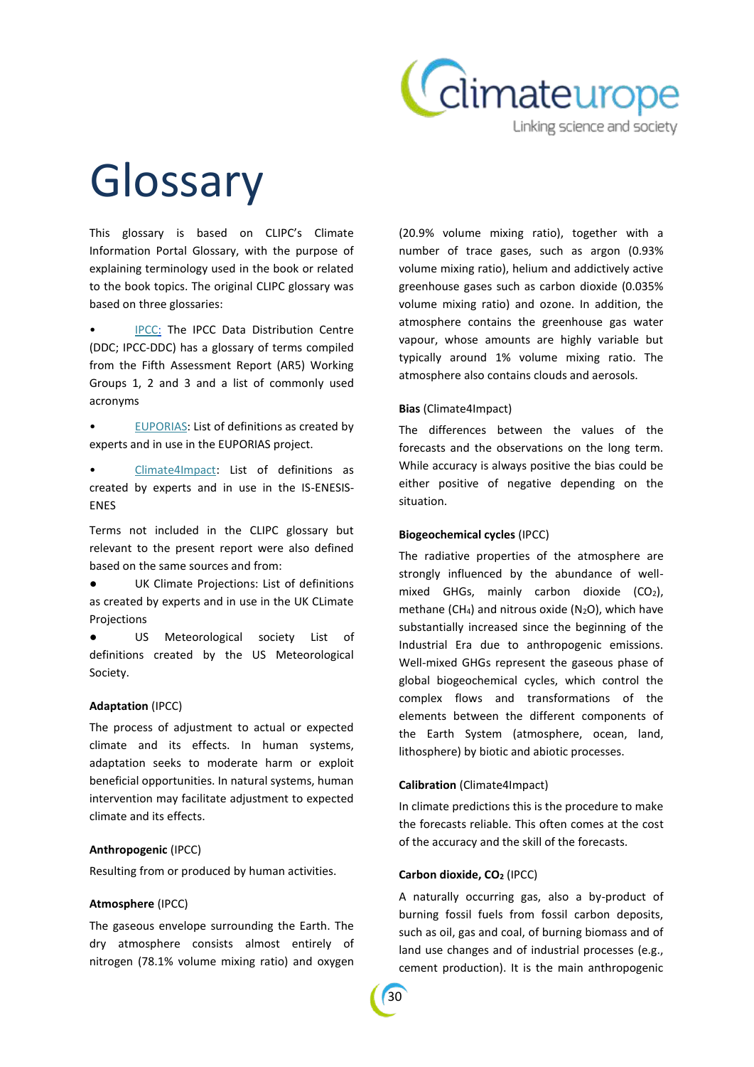# Glossary

This glossary is based on CLIPC's Climate Information Portal Glossary, with the purpose of explaining terminology used in the book or related to the book topics. The original CLIPC glossary was based on three glossaries:

- IPCC: The IPCC Data Distribution Centre (DDC; IPCC-DDC) has a glossary of terms compiled from the Fifth Assessment Report (AR5) Working Groups 1, 2 and 3 and a list of commonly used acronyms
- EUPORIAS: List of definitions as created by experts and in use in the EUPORIAS project.
- Climate4Impact: List of definitions as created by experts and in use in the IS-ENESIS-ENES

Terms not included in the CLIPC glossary but relevant to the present report were also defined based on the same sources and from:

- UK Climate Projections: List of definitions as created by experts and in use in the UK CLimate Projections
- US Meteorological society List of definitions created by the US Meteorological Society.

**Adaptation** (IPCC)

The process of adjustment to actual or expected climate and its effects. In human systems, adaptation seeks to moderate harm or exploit beneficial opportunities. In natural systems, human intervention may facilitate adjustment to expected climate and its effects.

**Anthropogenic** (IPCC)

Resulting from or produced by human activities.

**Atmosphere** (IPCC)

The gaseous envelope surrounding the Earth. The dry atmosphere consists almost entirely of nitrogen (78.1% volume mixing ratio) and oxygen (20.9% volume mixing ratio), together with a number of trace gases, such as argon (0.93% volume mixing ratio), helium and addictively active greenhouse gases such as carbon dioxide (0.035% volume mixing ratio) and ozone. In addition, the atmosphere contains the greenhouse gas water vapour, whose amounts are highly variable but typically around 1% volume mixing ratio. The atmosphere also contains clouds and aerosols.

**Bias** (Climate4Impact)

The differences between the values of the forecasts and the observations on the long term. While accuracy is always positive the bias could be either positive of negative depending on the situation.

**Biogeochemical cycles** (IPCC)

The radiative properties of the atmosphere are strongly influenced by the abundance of well-mixed GHGs, mainly carbon dioxide ($CO_2$), methane ($CH_4$) and nitrous oxide ($N_2O$), which have substantially increased since the beginning of the Industrial Era due to anthropogenic emissions. Well-mixed GHGs represent the gaseous phase of global biogeochemical cycles, which control the complex flows and transformations of the elements between the different components of the Earth System (atmosphere, ocean, land, lithosphere) by biotic and abiotic processes.

**Calibration** (Climate4Impact)

In climate predictions this is the procedure to make the forecasts reliable. This often comes at the cost of the accuracy and the skill of the forecasts.

**Carbon dioxide, $CO_2$** (IPCC)

A naturally occurring gas, also a by-product of burning fossil fuels from fossil carbon deposits, such as oil, gas and coal, of burning biomass and of land use changes and of industrial processes (e.g., cement production). It is the main anthropogenic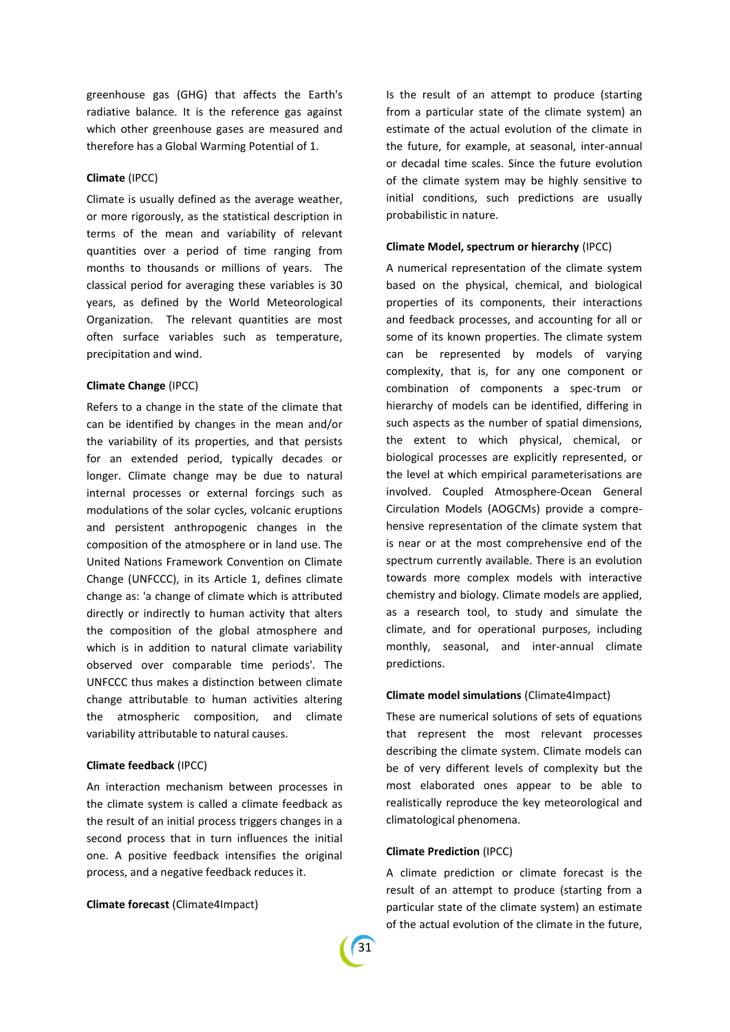greenhouse gas (GHG) that affects the Earth's radiative balance. It is the reference gas against which other greenhouse gases are measured and therefore has a Global Warming Potential of 1.

**Climate** (IPCC)

Climate is usually defined as the average weather, or more rigorously, as the statistical description in terms of the mean and variability of relevant quantities over a period of time ranging from months to thousands or millions of years. The classical period for averaging these variables is 30 years, as defined by the World Meteorological Organization. The relevant quantities are most often surface variables such as temperature, precipitation and wind.

**Climate Change** (IPCC)

Refers to a change in the state of the climate that can be identified by changes in the mean and/or the variability of its properties, and that persists for an extended period, typically decades or longer. Climate change may be due to natural internal processes or external forcings such as modulations of the solar cycles, volcanic eruptions and persistent anthropogenic changes in the composition of the atmosphere or in land use. The United Nations Framework Convention on Climate Change (UNFCCC), in its Article 1, defines climate change as: 'a change of climate which is attributed directly or indirectly to human activity that alters the composition of the global atmosphere and which is in addition to natural climate variability observed over comparable time periods'. The UNFCCC thus makes a distinction between climate change attributable to human activities altering the atmospheric composition, and climate variability attributable to natural causes.

**Climate feedback** (IPCC)

An interaction mechanism between processes in the climate system is called a climate feedback as the result of an initial process triggers changes in a second process that in turn influences the initial one. A positive feedback intensifies the original process, and a negative feedback reduces it.

**Climate forecast** (Climate4Impact)

Is the result of an attempt to produce (starting from a particular state of the climate system) an estimate of the actual evolution of the climate in the future, for example, at seasonal, inter-annual or decadal time scales. Since the future evolution of the climate system may be highly sensitive to initial conditions, such predictions are usually probabilistic in nature.

**Climate Model, spectrum or hierarchy** (IPCC)

A numerical representation of the climate system based on the physical, chemical, and biological properties of its components, their interactions and feedback processes, and accounting for all or some of its known properties. The climate system can be represented by models of varying complexity, that is, for any one component or combination of components a spec-trum or hierarchy of models can be identified, differing in such aspects as the number of spatial dimensions, the extent to which physical, chemical, or biological processes are explicitly represented, or the level at which empirical parameterisations are involved. Coupled Atmosphere-Ocean General Circulation Models (AOGCMs) provide a comprehensive representation of the climate system that is near or at the most comprehensive end of the spectrum currently available. There is an evolution towards more complex models with interactive chemistry and biology. Climate models are applied, as a research tool, to study and simulate the climate, and for operational purposes, including monthly, seasonal, and inter-annual climate predictions.

**Climate model simulations** (Climate4Impact)

These are numerical solutions of sets of equations that represent the most relevant processes describing the climate system. Climate models can be of very different levels of complexity but the most elaborated ones appear to be able to realistically reproduce the key meteorological and climatological phenomena.

**Climate Prediction** (IPCC)

A climate prediction or climate forecast is the result of an attempt to produce (starting from a particular state of the climate system) an estimate of the actual evolution of the climate in the future,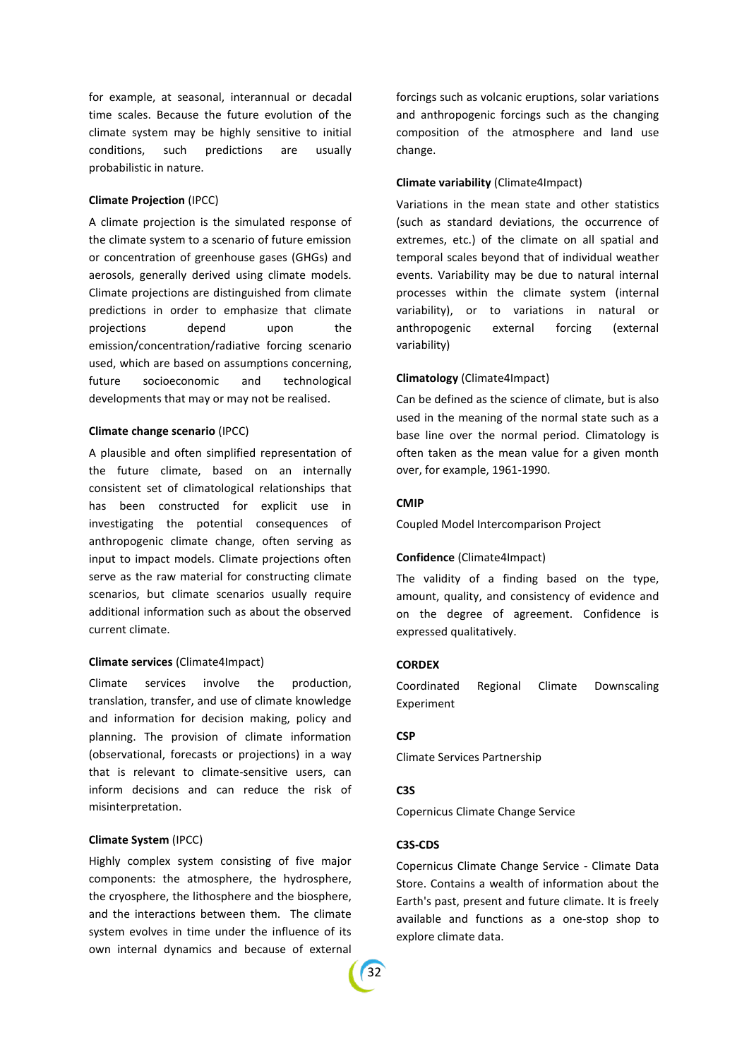for example, at seasonal, interannual or decadal time scales. Because the future evolution of the climate system may be highly sensitive to initial conditions, such predictions are usually probabilistic in nature.

**Climate Projection** (IPCC)

A climate projection is the simulated response of the climate system to a scenario of future emission or concentration of greenhouse gases (GHGs) and aerosols, generally derived using climate models. Climate projections are distinguished from climate predictions in order to emphasize that climate projections depend upon the emission/concentration/radiative forcing scenario used, which are based on assumptions concerning, future socioeconomic and technological developments that may or may not be realised.

**Climate change scenario** (IPCC)

A plausible and often simplified representation of the future climate, based on an internally consistent set of climatological relationships that has been constructed for explicit use in investigating the potential consequences of anthropogenic climate change, often serving as input to impact models. Climate projections often serve as the raw material for constructing climate scenarios, but climate scenarios usually require additional information such as about the observed current climate.

**Climate services** (Climate4Impact)

Climate services involve the production, translation, transfer, and use of climate knowledge and information for decision making, policy and planning. The provision of climate information (observational, forecasts or projections) in a way that is relevant to climate-sensitive users, can inform decisions and can reduce the risk of misinterpretation.

**Climate System** (IPCC)

Highly complex system consisting of five major components: the atmosphere, the hydrosphere, the cryosphere, the lithosphere and the biosphere, and the interactions between them. The climate system evolves in time under the influence of its own internal dynamics and because of external forcings such as volcanic eruptions, solar variations and anthropogenic forcings such as the changing composition of the atmosphere and land use change.

**Climate variability** (Climate4Impact)

Variations in the mean state and other statistics (such as standard deviations, the occurrence of extremes, etc.) of the climate on all spatial and temporal scales beyond that of individual weather events. Variability may be due to natural internal processes within the climate system (internal variability), or to variations in natural or anthropogenic external forcing (external variability)

**Climatology** (Climate4Impact)

Can be defined as the science of climate, but is also used in the meaning of the normal state such as a base line over the normal period. Climatology is often taken as the mean value for a given month over, for example, 1961-1990.

**CMIP**

Coupled Model Intercomparison Project

**Confidence** (Climate4Impact)

The validity of a finding based on the type, amount, quality, and consistency of evidence and on the degree of agreement. Confidence is expressed qualitatively.

**CORDEX**

Coordinated Regional Climate Downscaling Experiment

**CSP**

Climate Services Partnership

**C3S**

Copernicus Climate Change Service

**C3S-CDS**

Copernicus Climate Change Service - Climate Data Store. Contains a wealth of information about the Earth's past, present and future climate. It is freely available and functions as a one-stop shop to explore climate data.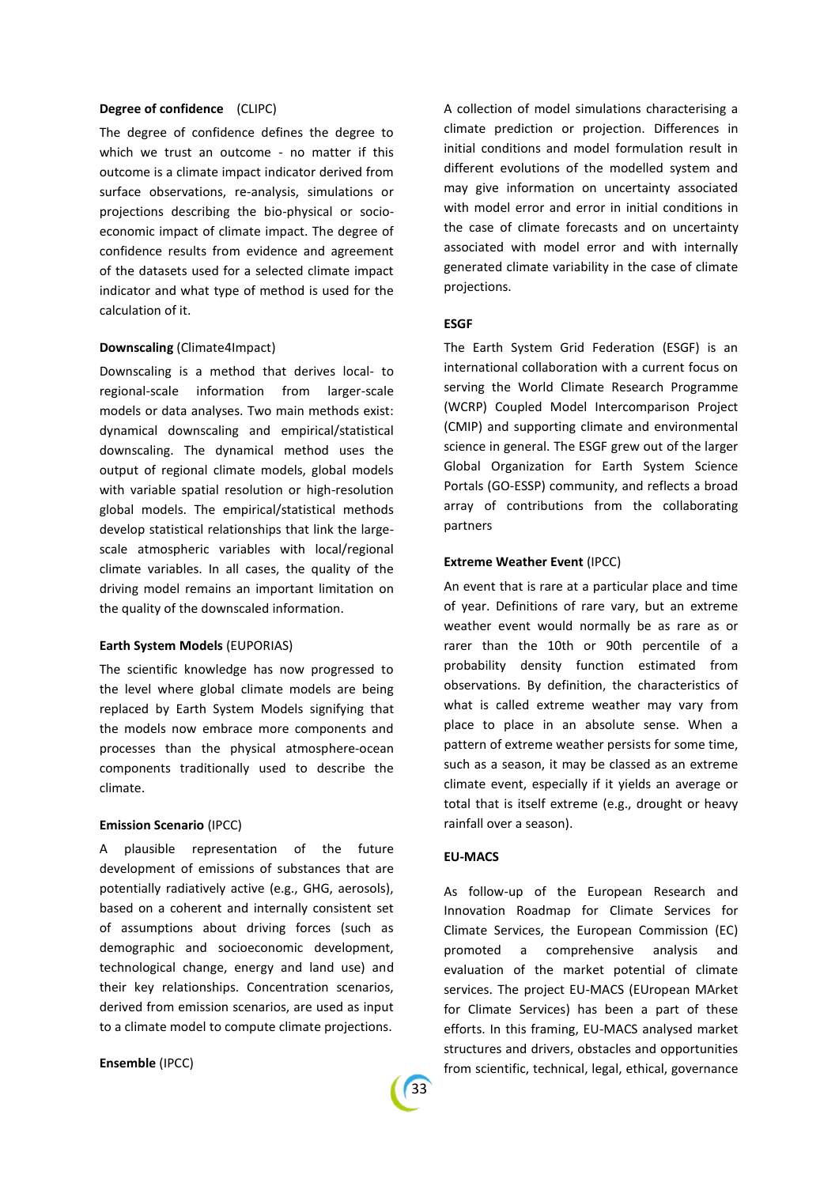**Degree of confidence** (CLIPC)

The degree of confidence defines the degree to which we trust an outcome - no matter if this outcome is a climate impact indicator derived from surface observations, re-analysis, simulations or projections describing the bio-physical or socio-economic impact of climate impact. The degree of confidence results from evidence and agreement of the datasets used for a selected climate impact indicator and what type of method is used for the calculation of it.

**Downscaling** (Climate4Impact)

Downscaling is a method that derives local- to regional-scale information from larger-scale models or data analyses. Two main methods exist: dynamical downscaling and empirical/statistical downscaling. The dynamical method uses the output of regional climate models, global models with variable spatial resolution or high-resolution global models. The empirical/statistical methods develop statistical relationships that link the large-scale atmospheric variables with local/regional climate variables. In all cases, the quality of the driving model remains an important limitation on the quality of the downscaled information.

**Earth System Models** (EUPORIAS)

The scientific knowledge has now progressed to the level where global climate models are being replaced by Earth System Models signifying that the models now embrace more components and processes than the physical atmosphere-ocean components traditionally used to describe the climate.

**Emission Scenario** (IPCC)

A plausible representation of the future development of emissions of substances that are potentially radiatively active (e.g., GHG, aerosols), based on a coherent and internally consistent set of assumptions about driving forces (such as demographic and socioeconomic development, technological change, energy and land use) and their key relationships. Concentration scenarios, derived from emission scenarios, are used as input to a climate model to compute climate projections.

**Ensemble** (IPCC)

A collection of model simulations characterising a climate prediction or projection. Differences in initial conditions and model formulation result in different evolutions of the modelled system and may give information on uncertainty associated with model error and error in initial conditions in the case of climate forecasts and on uncertainty associated with model error and with internally generated climate variability in the case of climate projections.

**ESGF**

The Earth System Grid Federation (ESGF) is an international collaboration with a current focus on serving the World Climate Research Programme (WCRP) Coupled Model Intercomparison Project (CMIP) and supporting climate and environmental science in general. The ESGF grew out of the larger Global Organization for Earth System Science Portals (GO-ESSP) community, and reflects a broad array of contributions from the collaborating partners

**Extreme Weather Event** (IPCC)

An event that is rare at a particular place and time of year. Definitions of rare vary, but an extreme weather event would normally be as rare as or rarer than the 10th or 90th percentile of a probability density function estimated from observations. By definition, the characteristics of what is called extreme weather may vary from place to place in an absolute sense. When a pattern of extreme weather persists for some time, such as a season, it may be classed as an extreme climate event, especially if it yields an average or total that is itself extreme (e.g., drought or heavy rainfall over a season).

**EU-MACS**

As follow-up of the European Research and Innovation Roadmap for Climate Services for Climate Services, the European Commission (EC) promoted a comprehensive analysis and evaluation of the market potential of climate services. The project EU-MACS (EUropean MArket for Climate Services) has been a part of these efforts. In this framing, EU-MACS analysed market structures and drivers, obstacles and opportunities from scientific, technical, legal, ethical, governance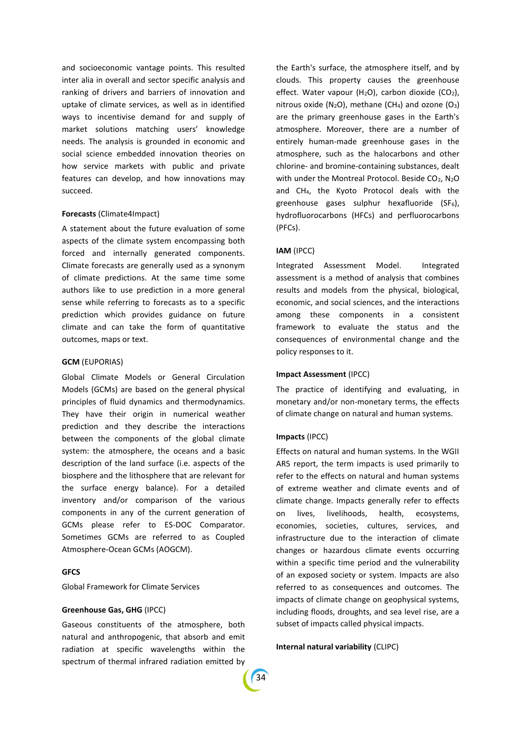and socioeconomic vantage points. This resulted inter alia in overall and sector specific analysis and ranking of drivers and barriers of innovation and uptake of climate services, as well as in identified ways to incentivise demand for and supply of market solutions matching users' knowledge needs. The analysis is grounded in economic and social science embedded innovation theories on how service markets with public and private features can develop, and how innovations may succeed.

**Forecasts** (Climate4Impact)

A statement about the future evaluation of some aspects of the climate system encompassing both forced and internally generated components. Climate forecasts are generally used as a synonym of climate predictions. At the same time some authors like to use prediction in a more general sense while referring to forecasts as to a specific prediction which provides guidance on future climate and can take the form of quantitative outcomes, maps or text.

**GCM** (EUPORIAS)

Global Climate Models or General Circulation Models (GCMs) are based on the general physical principles of fluid dynamics and thermodynamics. They have their origin in numerical weather prediction and they describe the interactions between the components of the global climate system: the atmosphere, the oceans and a basic description of the land surface (i.e. aspects of the biosphere and the lithosphere that are relevant for the surface energy balance). For a detailed inventory and/or comparison of the various components in any of the current generation of GCMs please refer to ES-DOC Comparator. Sometimes GCMs are referred to as Coupled Atmosphere-Ocean GCMs (AOGCM).

**GFCS**

Global Framework for Climate Services

**Greenhouse Gas, GHG** (IPCC)

Gaseous constituents of the atmosphere, both natural and anthropogenic, that absorb and emit radiation at specific wavelengths within the spectrum of thermal infrared radiation emitted by the Earth's surface, the atmosphere itself, and by clouds. This property causes the greenhouse effect. Water vapour ($H_2O$), carbon dioxide ($CO_2$), nitrous oxide ($N_2O$), methane ($CH_4$) and ozone ($O_3$) are the primary greenhouse gases in the Earth's atmosphere. Moreover, there are a number of entirely human-made greenhouse gases in the atmosphere, such as the halocarbons and other chlorine- and bromine-containing substances, dealt with under the Montreal Protocol. Beside $CO_2$, $N_2O$ and $CH_4$, the Kyoto Protocol deals with the greenhouse gases sulphur hexafluoride ($SF_6$), hydrofluorocarbons (HFCs) and perfluorocarbons (PFCs).

**IAM** (IPCC)

Integrated Assessment Model. Integrated assessment is a method of analysis that combines results and models from the physical, biological, economic, and social sciences, and the interactions among these components in a consistent framework to evaluate the status and the consequences of environmental change and the policy responses to it.

**Impact Assessment** (IPCC)

The practice of identifying and evaluating, in monetary and/or non-monetary terms, the effects of climate change on natural and human systems.

**Impacts** (IPCC)

Effects on natural and human systems. In the WGII AR5 report, the term impacts is used primarily to refer to the effects on natural and human systems of extreme weather and climate events and of climate change. Impacts generally refer to effects on lives, livelihoods, health, ecosystems, economies, societies, cultures, services, and infrastructure due to the interaction of climate changes or hazardous climate events occurring within a specific time period and the vulnerability of an exposed society or system. Impacts are also referred to as consequences and outcomes. The impacts of climate change on geophysical systems, including floods, droughts, and sea level rise, are a subset of impacts called physical impacts.

**Internal natural variability** (CLIPC)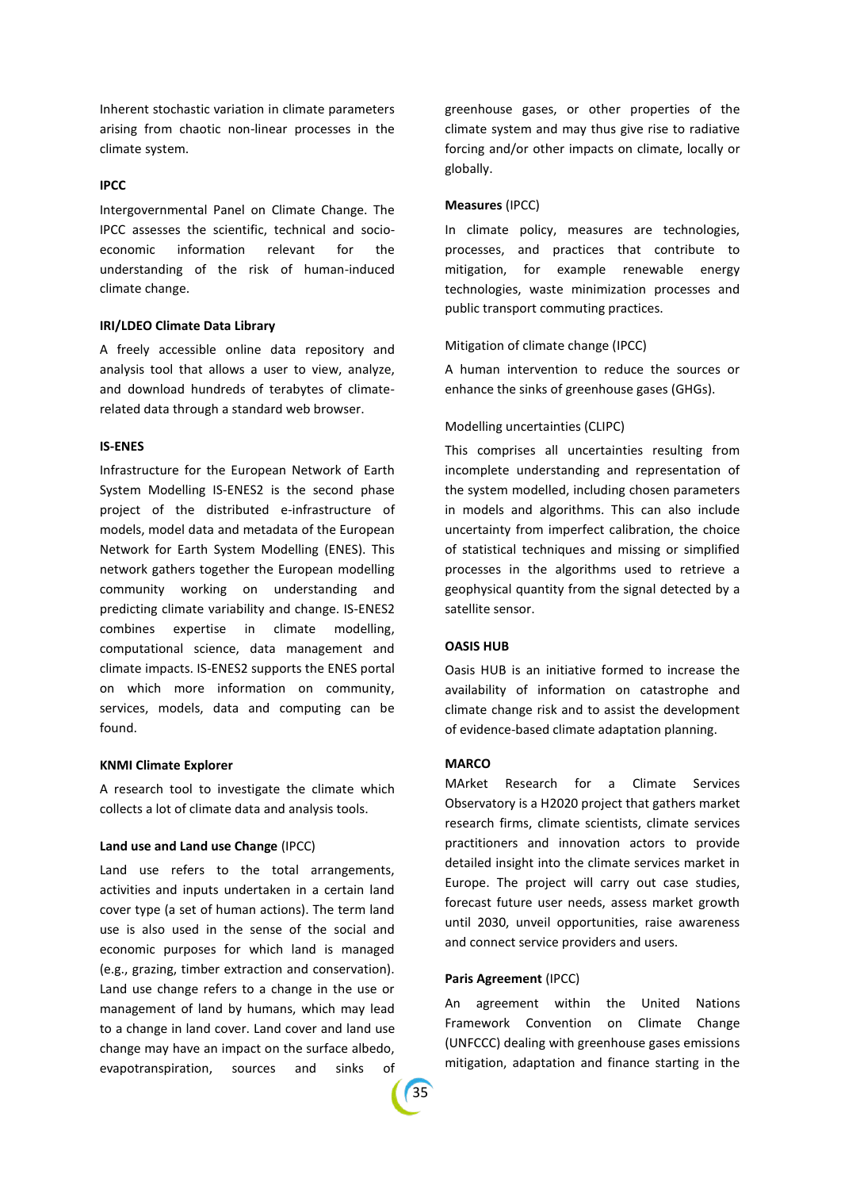Inherent stochastic variation in climate parameters arising from chaotic non-linear processes in the climate system.

**IPCC**

Intergovernmental Panel on Climate Change. The IPCC assesses the scientific, technical and socio-economic information relevant for the understanding of the risk of human-induced climate change.

**IRI/LDEO Climate Data Library**

A freely accessible online data repository and analysis tool that allows a user to view, analyze, and download hundreds of terabytes of climate-related data through a standard web browser.

**IS-ENES**

Infrastructure for the European Network of Earth System Modelling IS-ENES2 is the second phase project of the distributed e-infrastructure of models, model data and metadata of the European Network for Earth System Modelling (ENES). This network gathers together the European modelling community working on understanding and predicting climate variability and change. IS-ENES2 combines expertise in climate modelling, computational science, data management and climate impacts. IS-ENES2 supports the ENES portal on which more information on community, services, models, data and computing can be found.

**KNMI Climate Explorer**

A research tool to investigate the climate which collects a lot of climate data and analysis tools.

**Land use and Land use Change** (IPCC)

Land use refers to the total arrangements, activities and inputs undertaken in a certain land cover type (a set of human actions). The term land use is also used in the sense of the social and economic purposes for which land is managed (e.g., grazing, timber extraction and conservation). Land use change refers to a change in the use or management of land by humans, which may lead to a change in land cover. Land cover and land use change may have an impact on the surface albedo, evapotranspiration, sources and sinks of greenhouse gases, or other properties of the climate system and may thus give rise to radiative forcing and/or other impacts on climate, locally or globally.

**Measures** (IPCC)

In climate policy, measures are technologies, processes, and practices that contribute to mitigation, for example renewable energy technologies, waste minimization processes and public transport commuting practices.

Mitigation of climate change (IPCC)

A human intervention to reduce the sources or enhance the sinks of greenhouse gases (GHGs).

Modelling uncertainties (CLIPC)

This comprises all uncertainties resulting from incomplete understanding and representation of the system modelled, including chosen parameters in models and algorithms. This can also include uncertainty from imperfect calibration, the choice of statistical techniques and missing or simplified processes in the algorithms used to retrieve a geophysical quantity from the signal detected by a satellite sensor.

**OASIS HUB**

Oasis HUB is an initiative formed to increase the availability of information on catastrophe and climate change risk and to assist the development of evidence-based climate adaptation planning.

**MARCO**

MArket Research for a Climate Services Observatory is a H2020 project that gathers market research firms, climate scientists, climate services practitioners and innovation actors to provide detailed insight into the climate services market in Europe. The project will carry out case studies, forecast future user needs, assess market growth until 2030, unveil opportunities, raise awareness and connect service providers and users.

**Paris Agreement** (IPCC)

An agreement within the United Nations Framework Convention on Climate Change (UNFCCC) dealing with greenhouse gases emissions mitigation, adaptation and finance starting in the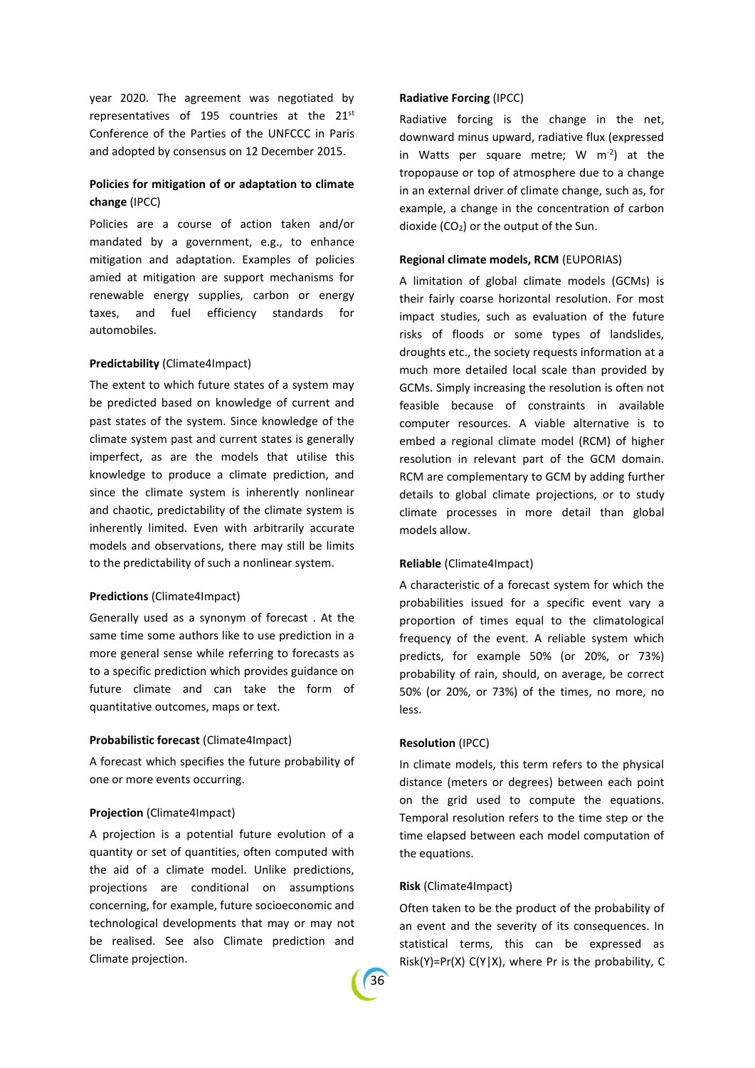year 2020. The agreement was negotiated by representatives of 195 countries at the 21st Conference of the Parties of the UNFCCC in Paris and adopted by consensus on 12 December 2015.

**Policies for mitigation of or adaptation to climate change** (IPCC)

Policies are a course of action taken and/or mandated by a government, e.g., to enhance mitigation and adaptation. Examples of policies amied at mitigation are support mechanisms for renewable energy supplies, carbon or energy taxes, and fuel efficiency standards for automobiles.

**Predictability** (Climate4Impact)

The extent to which future states of a system may be predicted based on knowledge of current and past states of the system. Since knowledge of the climate system past and current states is generally imperfect, as are the models that utilise this knowledge to produce a climate prediction, and since the climate system is inherently nonlinear and chaotic, predictability of the climate system is inherently limited. Even with arbitrarily accurate models and observations, there may still be limits to the predictability of such a nonlinear system.

**Predictions** (Climate4Impact)

Generally used as a synonym of forecast . At the same time some authors like to use prediction in a more general sense while referring to forecasts as to a specific prediction which provides guidance on future climate and can take the form of quantitative outcomes, maps or text.

**Probabilistic forecast** (Climate4Impact)

A forecast which specifies the future probability of one or more events occurring.

**Projection** (Climate4Impact)

A projection is a potential future evolution of a quantity or set of quantities, often computed with the aid of a climate model. Unlike predictions, projections are conditional on assumptions concerning, for example, future socioeconomic and technological developments that may or may not be realised. See also Climate prediction and Climate projection.

**Radiative Forcing** (IPCC)

Radiative forcing is the change in the net, downward minus upward, radiative flux (expressed in Watts per square metre; W $m^{-2}$) at the tropopause or top of atmosphere due to a change in an external driver of climate change, such as, for example, a change in the concentration of carbon dioxide ($CO_2$) or the output of the Sun.

**Regional climate models, RCM** (EUPORIAS)

A limitation of global climate models (GCMs) is their fairly coarse horizontal resolution. For most impact studies, such as evaluation of the future risks of floods or some types of landslides, droughts etc., the society requests information at a much more detailed local scale than provided by GCMs. Simply increasing the resolution is often not feasible because of constraints in available computer resources. A viable alternative is to embed a regional climate model (RCM) of higher resolution in relevant part of the GCM domain. RCM are complementary to GCM by adding further details to global climate projections, or to study climate processes in more detail than global models allow.

**Reliable** (Climate4Impact)

A characteristic of a forecast system for which the probabilities issued for a specific event vary a proportion of times equal to the climatological frequency of the event. A reliable system which predicts, for example 50% (or 20%, or 73%) probability of rain, should, on average, be correct 50% (or 20%, or 73%) of the times, no more, no less.

**Resolution** (IPCC)

In climate models, this term refers to the physical distance (meters or degrees) between each point on the grid used to compute the equations. Temporal resolution refers to the time step or the time elapsed between each model computation of the equations.

**Risk** (Climate4Impact)

Often taken to be the product of the probability of an event and the severity of its consequences. In statistical terms, this can be expressed as $Risk(Y)=Pr(X)\ C(Y|X)$, where Pr is the probability, C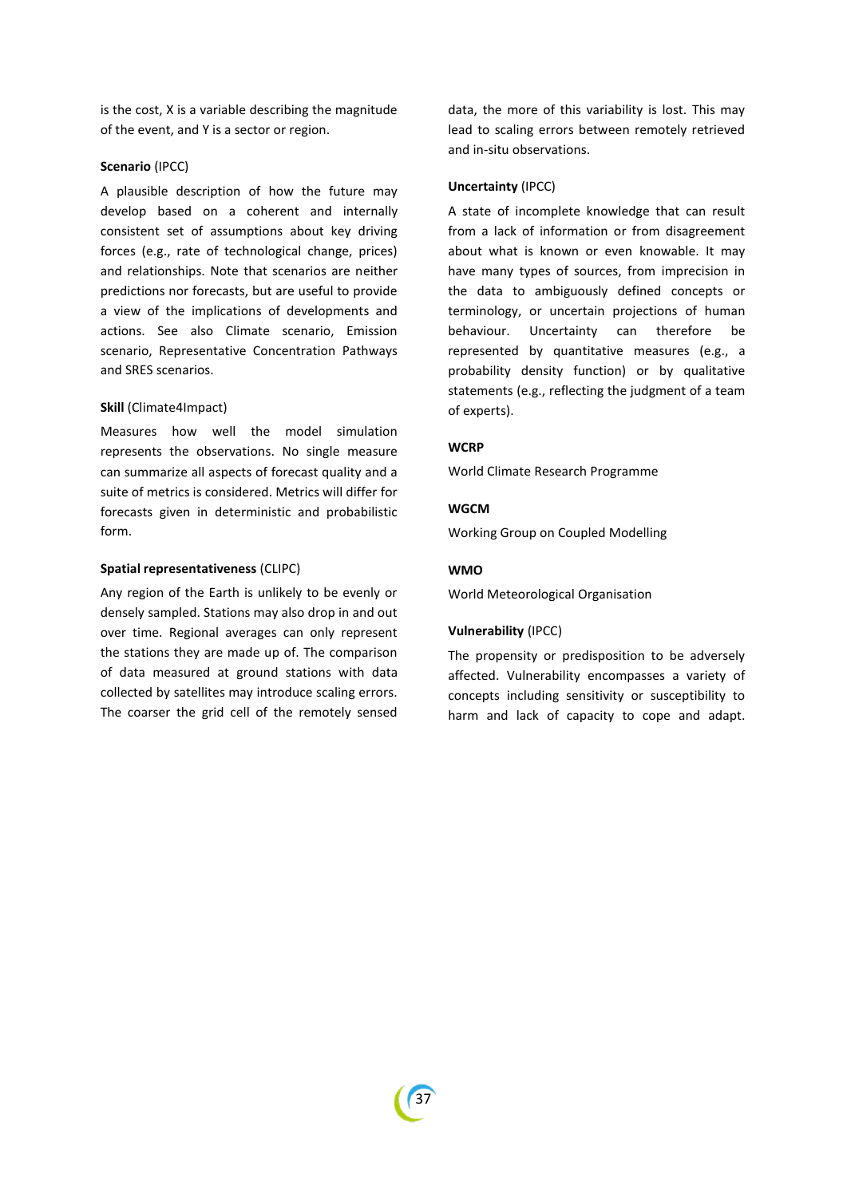is the cost, X is a variable describing the magnitude of the event, and Y is a sector or region.

**Scenario** (IPCC)

A plausible description of how the future may develop based on a coherent and internally consistent set of assumptions about key driving forces (e.g., rate of technological change, prices) and relationships. Note that scenarios are neither predictions nor forecasts, but are useful to provide a view of the implications of developments and actions. See also Climate scenario, Emission scenario, Representative Concentration Pathways and SRES scenarios.

**Skill** (Climate4Impact)

Measures how well the model simulation represents the observations. No single measure can summarize all aspects of forecast quality and a suite of metrics is considered. Metrics will differ for forecasts given in deterministic and probabilistic form.

**Spatial representativeness** (CLIPC)

Any region of the Earth is unlikely to be evenly or densely sampled. Stations may also drop in and out over time. Regional averages can only represent the stations they are made up of. The comparison of data measured at ground stations with data collected by satellites may introduce scaling errors. The coarser the grid cell of the remotely sensed data, the more of this variability is lost. This may lead to scaling errors between remotely retrieved and in-situ observations.

**Uncertainty** (IPCC)

A state of incomplete knowledge that can result from a lack of information or from disagreement about what is known or even knowable. It may have many types of sources, from imprecision in the data to ambiguously defined concepts or terminology, or uncertain projections of human behaviour. Uncertainty can therefore be represented by quantitative measures (e.g., a probability density function) or by qualitative statements (e.g., reflecting the judgment of a team of experts).

**WCRP**

World Climate Research Programme

**WGCM**

Working Group on Coupled Modelling

**WMO**

World Meteorological Organisation

**Vulnerability** (IPCC)

The propensity or predisposition to be adversely affected. Vulnerability encompasses a variety of concepts including sensitivity or susceptibility to harm and lack of capacity to cope and adapt.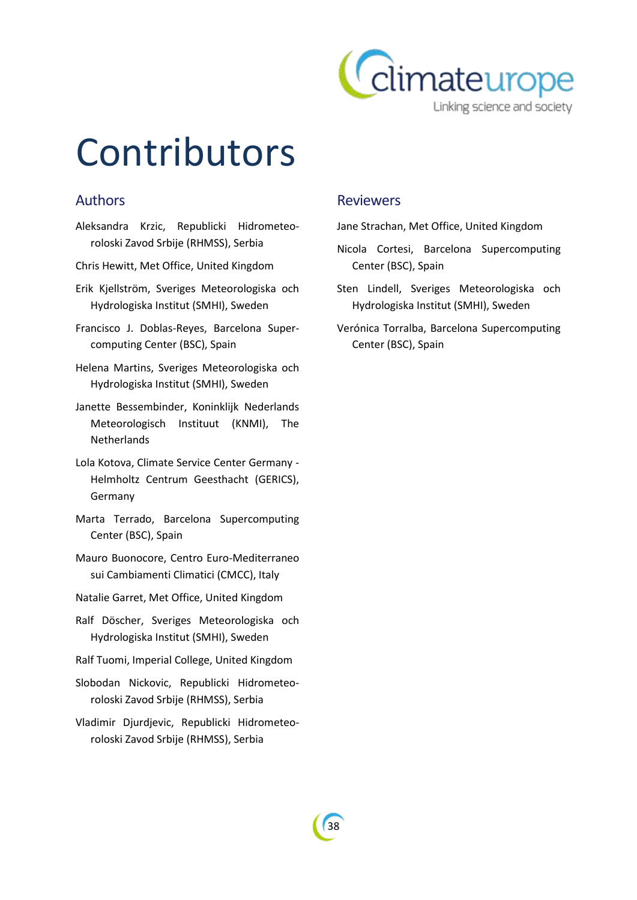# Contributors

## Authors

Aleksandra Krzic, Republicki Hidrometeoroloski Zavod Srbije (RHMSS), Serbia

Chris Hewitt, Met Office, United Kingdom

Erik Kjellström, Sveriges Meteorologiska och Hydrologiska Institut (SMHI), Sweden

Francisco J. Doblas-Reyes, Barcelona Supercomputing Center (BSC), Spain

Helena Martins, Sveriges Meteorologiska och Hydrologiska Institut (SMHI), Sweden

Janette Bessembinder, Koninklijk Nederlands Meteorologisch Instituut (KNMI), The Netherlands

Lola Kotova, Climate Service Center Germany - Helmholtz Centrum Geesthacht (GERICS), Germany

Marta Terrado, Barcelona Supercomputing Center (BSC), Spain

Mauro Buonocore, Centro Euro-Mediterraneo sui Cambiamenti Climatici (CMCC), Italy

Natalie Garret, Met Office, United Kingdom

Ralf Döscher, Sveriges Meteorologiska och Hydrologiska Institut (SMHI), Sweden

Ralf Tuomi, Imperial College, United Kingdom

Slobodan Nickovic, Republicki Hidrometeoroloski Zavod Srbije (RHMSS), Serbia

Vladimir Djurdjevic, Republicki Hidrometeoroloski Zavod Srbije (RHMSS), Serbia

## Reviewers

Jane Strachan, Met Office, United Kingdom

Nicola Cortesi, Barcelona Supercomputing Center (BSC), Spain

Sten Lindell, Sveriges Meteorologiska och Hydrologiska Institut (SMHI), Sweden

Verónica Torralba, Barcelona Supercomputing Center (BSC), Spain